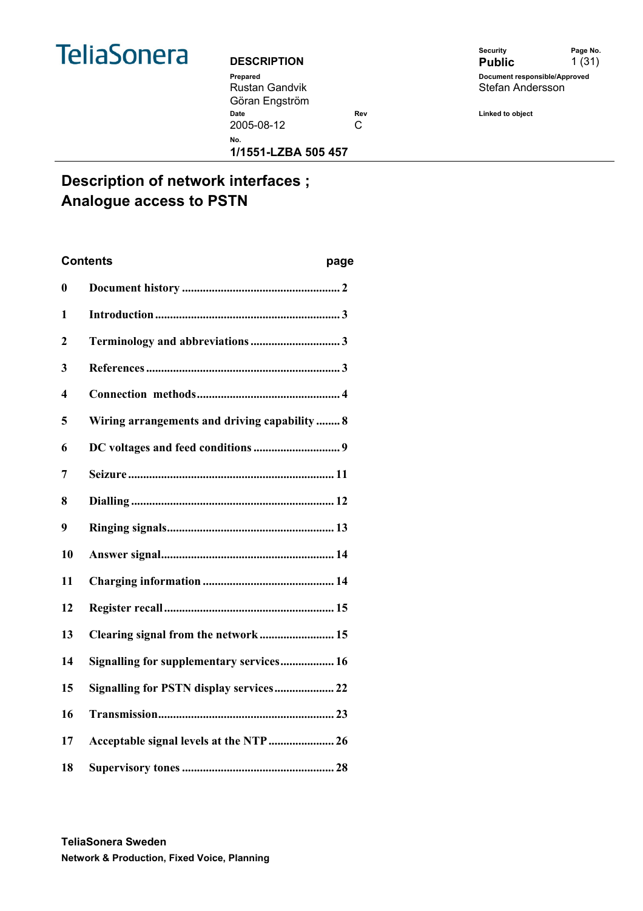TeliaSonera

**DESCRIPTION**

| Prepared | | Security | Page No. |
|---|---|---|---|
| Rustan Gandvik<br>Göran Engström | | **Public** | 1 (31) |
| **Date** | **Rev** | **Document responsible/Approved** | |
| 2005-08-12 | C | Stefan Andersson | |
| **No.** | | **Linked to object** | |
| **1/1551-LZBA 505 457** | | | |

# Description of network interfaces ; Analogue access to PSTN

| Contents | | page |
|---|---|---|
| **0** | **Document history** | **2** |
| **1** | **Introduction** | **3** |
| **2** | **Terminology and abbreviations** | **3** |
| **3** | **References** | **3** |
| **4** | **Connection methods** | **4** |
| **5** | **Wiring arrangements and driving capability** | **8** |
| **6** | **DC voltages and feed conditions** | **9** |
| **7** | **Seizure** | **11** |
| **8** | **Dialling** | **12** |
| **9** | **Ringing signals** | **13** |
| **10** | **Answer signal** | **14** |
| **11** | **Charging information** | **14** |
| **12** | **Register recall** | **15** |
| **13** | **Clearing signal from the network** | **15** |
| **14** | **Signalling for supplementary services** | **16** |
| **15** | **Signalling for PSTN display services** | **22** |
| **16** | **Transmission** | **23** |
| **17** | **Acceptable signal levels at the NTP** | **26** |
| **18** | **Supervisory tones** | **28** |

**TeliaSonera Sweden**
**Network & Production, Fixed Voice, Planning**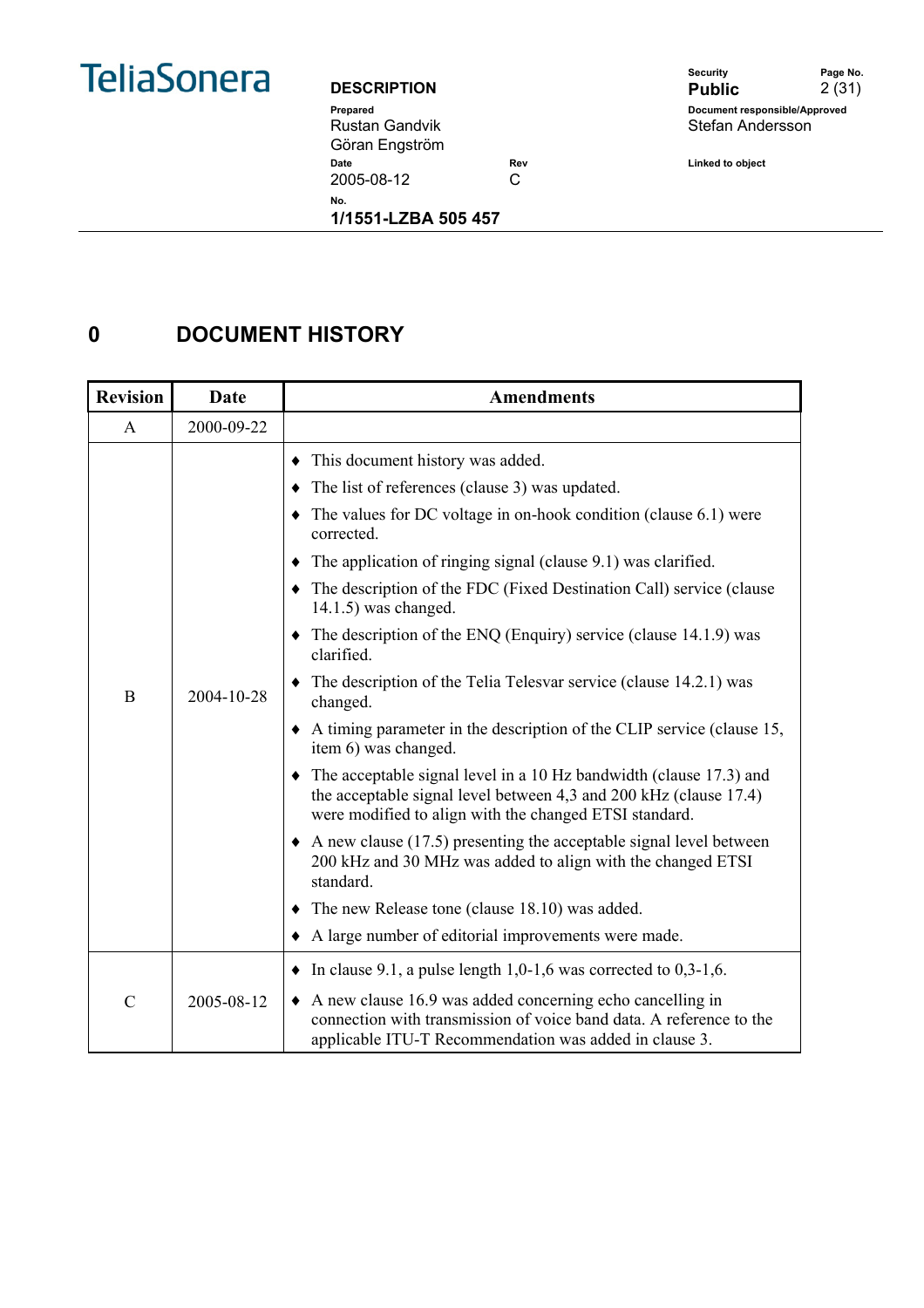# 0 DOCUMENT HISTORY

| Revision | Date | Amendments |
|---|---|---|
| A | 2000-09-22 | |
| B | 2004-10-28 | ♦ This document history was added.<br>♦ The list of references (clause 3) was updated.<br>♦ The values for DC voltage in on-hook condition (clause 6.1) were corrected.<br>♦ The application of ringing signal (clause 9.1) was clarified.<br>♦ The description of the FDC (Fixed Destination Call) service (clause 14.1.5) was changed.<br>♦ The description of the ENQ (Enquiry) service (clause 14.1.9) was clarified.<br>♦ The description of the Telia Telesvar service (clause 14.2.1) was changed.<br>♦ A timing parameter in the description of the CLIP service (clause 15, item 6) was changed.<br>♦ The acceptable signal level in a 10 Hz bandwidth (clause 17.3) and the acceptable signal level between 4,3 and 200 kHz (clause 17.4) were modified to align with the changed ETSI standard.<br>♦ A new clause (17.5) presenting the acceptable signal level between 200 kHz and 30 MHz was added to align with the changed ETSI standard.<br>♦ The new Release tone (clause 18.10) was added.<br>♦ A large number of editorial improvements were made. |
| C | 2005-08-12 | ♦ In clause 9.1, a pulse length 1,0-1,6 was corrected to 0,3-1,6.<br>♦ A new clause 16.9 was added concerning echo cancelling in connection with transmission of voice band data. A reference to the applicable ITU-T Recommendation was added in clause 3. |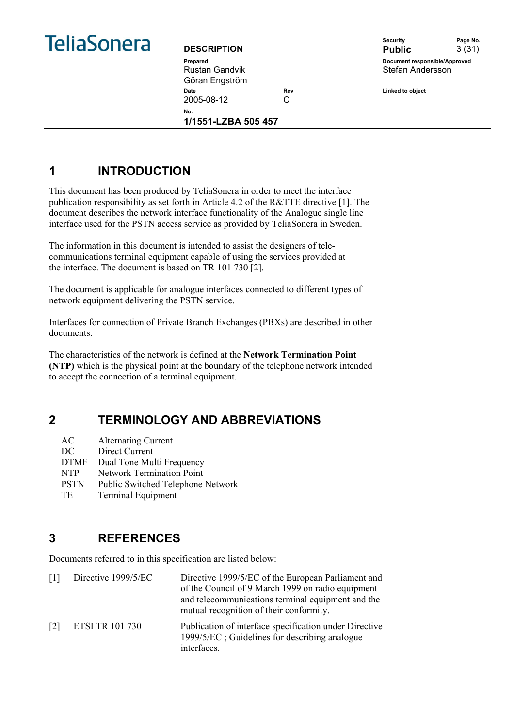# 1 INTRODUCTION

This document has been produced by TeliaSonera in order to meet the interface publication responsibility as set forth in Article 4.2 of the R&TTE directive [1]. The document describes the network interface functionality of the Analogue single line interface used for the PSTN access service as provided by TeliaSonera in Sweden.

The information in this document is intended to assist the designers of telecommunications terminal equipment capable of using the services provided at the interface. The document is based on TR 101 730 [2].

The document is applicable for analogue interfaces connected to different types of network equipment delivering the PSTN service.

Interfaces for connection of Private Branch Exchanges (PBXs) are described in other documents.

The characteristics of the network is defined at the **Network Termination Point (NTP)** which is the physical point at the boundary of the telephone network intended to accept the connection of a terminal equipment.

# 2 TERMINOLOGY AND ABBREVIATIONS

| | |
|---|---|
| AC | Alternating Current |
| DC | Direct Current |
| DTMF | Dual Tone Multi Frequency |
| NTP | Network Termination Point |
| PSTN | Public Switched Telephone Network |
| TE | Terminal Equipment |

# 3 REFERENCES

Documents referred to in this specification are listed below:

| | | |
|---|---|---|
| [1] | Directive 1999/5/EC | Directive 1999/5/EC of the European Parliament and of the Council of 9 March 1999 on radio equipment and telecommunications terminal equipment and the mutual recognition of their conformity. |
| [2] | ETSI TR 101 730 | Publication of interface specification under Directive 1999/5/EC ; Guidelines for describing analogue interfaces. |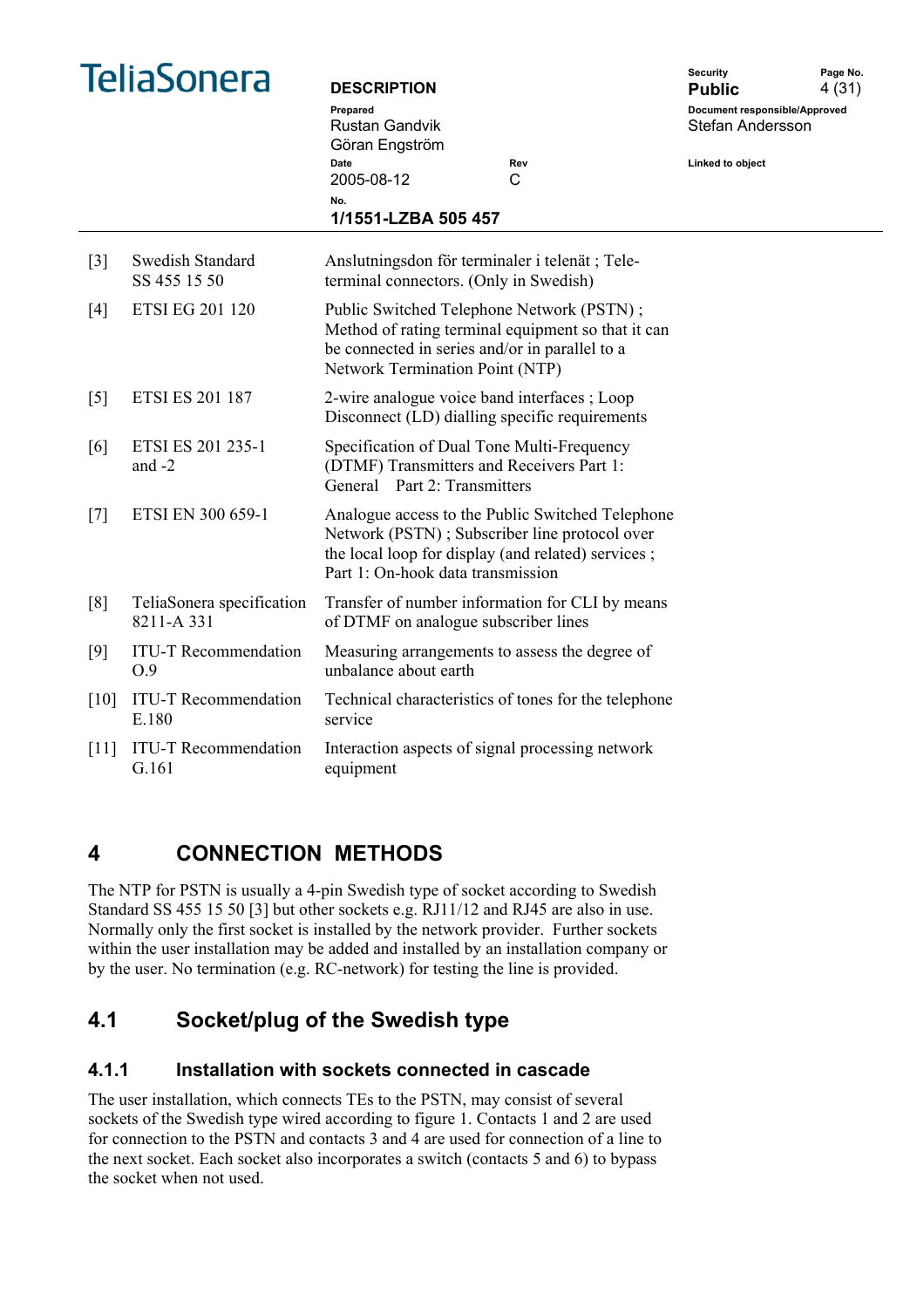| | | |
|---|---|---|
| [3] | Swedish Standard SS 455 15 50 | Anslutningsdon för terminaler i telenät ; Tele-terminal connectors. (Only in Swedish) |
| [4] | ETSI EG 201 120 | Public Switched Telephone Network (PSTN) ; Method of rating terminal equipment so that it can be connected in series and/or in parallel to a Network Termination Point (NTP) |
| [5] | ETSI ES 201 187 | 2-wire analogue voice band interfaces ; Loop Disconnect (LD) dialling specific requirements |
| [6] | ETSI ES 201 235-1 and -2 | Specification of Dual Tone Multi-Frequency (DTMF) Transmitters and Receivers Part 1: General Part 2: Transmitters |
| [7] | ETSI EN 300 659-1 | Analogue access to the Public Switched Telephone Network (PSTN) ; Subscriber line protocol over the local loop for display (and related) services ; Part 1: On-hook data transmission |
| [8] | TeliaSonera specification 8211-A 331 | Transfer of number information for CLI by means of DTMF on analogue subscriber lines |
| [9] | ITU-T Recommendation O.9 | Measuring arrangements to assess the degree of unbalance about earth |
| [10] | ITU-T Recommendation E.180 | Technical characteristics of tones for the telephone service |
| [11] | ITU-T Recommendation G.161 | Interaction aspects of signal processing network equipment |

# 4 CONNECTION METHODS

The NTP for PSTN is usually a 4-pin Swedish type of socket according to Swedish Standard SS 455 15 50 [3] but other sockets e.g. RJ11/12 and RJ45 are also in use. Normally only the first socket is installed by the network provider. Further sockets within the user installation may be added and installed by an installation company or by the user. No termination (e.g. RC-network) for testing the line is provided.

## 4.1 Socket/plug of the Swedish type

### 4.1.1 Installation with sockets connected in cascade

The user installation, which connects TEs to the PSTN, may consist of several sockets of the Swedish type wired according to figure 1. Contacts 1 and 2 are used for connection to the PSTN and contacts 3 and 4 are used for connection of a line to the next socket. Each socket also incorporates a switch (contacts 5 and 6) to bypass the socket when not used.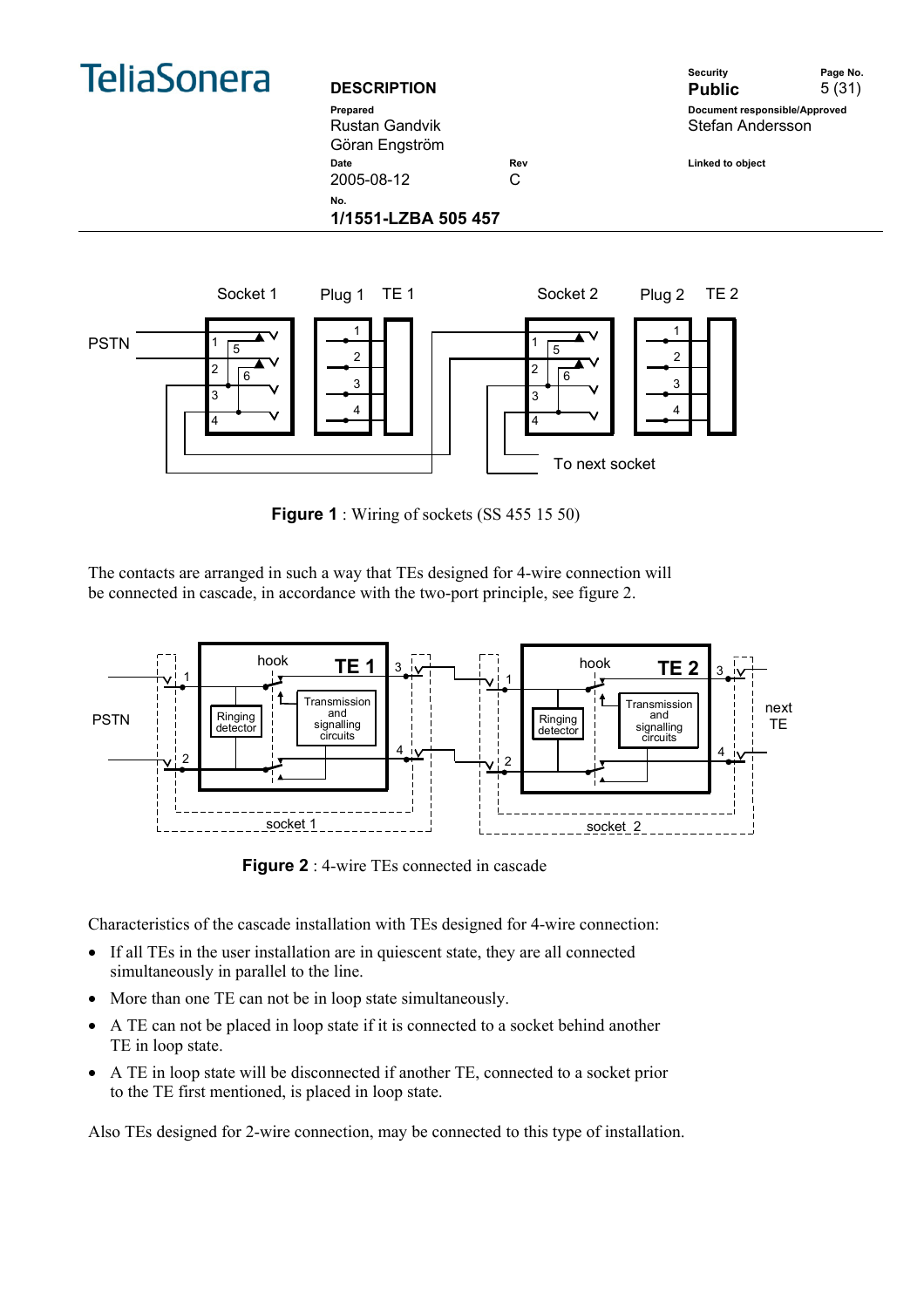**Figure 1** : Wiring of sockets (SS 455 15 50)

The contacts are arranged in such a way that TEs designed for 4-wire connection will be connected in cascade, in accordance with the two-port principle, see figure 2.

**Figure 2** : 4-wire TEs connected in cascade

Characteristics of the cascade installation with TEs designed for 4-wire connection:

- If all TEs in the user installation are in quiescent state, they are all connected simultaneously in parallel to the line.
- More than one TE can not be in loop state simultaneously.
- A TE can not be placed in loop state if it is connected to a socket behind another TE in loop state.
- A TE in loop state will be disconnected if another TE, connected to a socket prior to the TE first mentioned, is placed in loop state.

Also TEs designed for 2-wire connection, may be connected to this type of installation.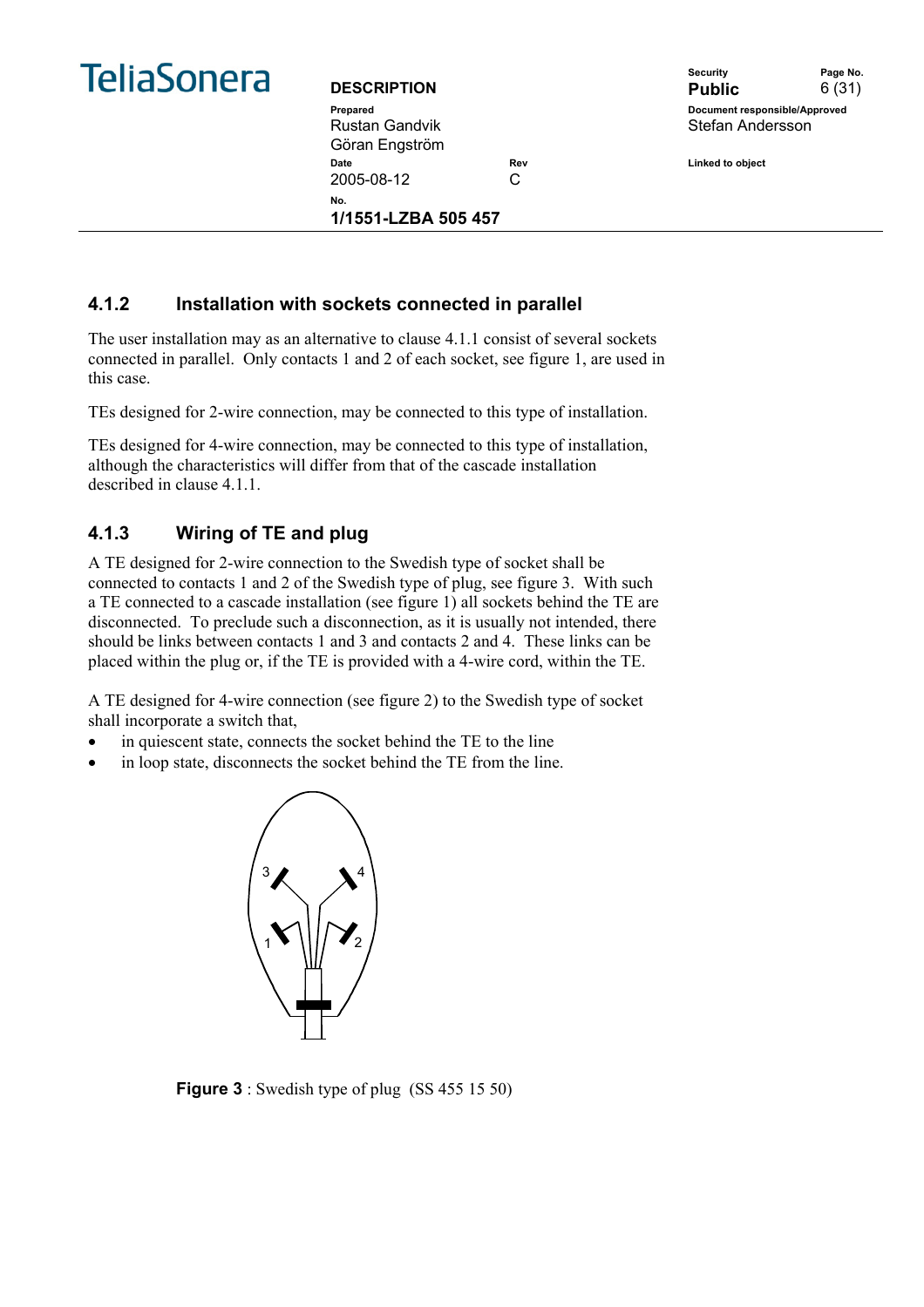### 4.1.2 Installation with sockets connected in parallel

The user installation may as an alternative to clause 4.1.1 consist of several sockets connected in parallel. Only contacts 1 and 2 of each socket, see figure 1, are used in this case.

TEs designed for 2-wire connection, may be connected to this type of installation.

TEs designed for 4-wire connection, may be connected to this type of installation, although the characteristics will differ from that of the cascade installation described in clause 4.1.1.

### 4.1.3 Wiring of TE and plug

A TE designed for 2-wire connection to the Swedish type of socket shall be connected to contacts 1 and 2 of the Swedish type of plug, see figure 3. With such a TE connected to a cascade installation (see figure 1) all sockets behind the TE are disconnected. To preclude such a disconnection, as it is usually not intended, there should be links between contacts 1 and 3 and contacts 2 and 4. These links can be placed within the plug or, if the TE is provided with a 4-wire cord, within the TE.

A TE designed for 4-wire connection (see figure 2) to the Swedish type of socket shall incorporate a switch that,

- in quiescent state, connects the socket behind the TE to the line
- in loop state, disconnects the socket behind the TE from the line.

**Figure 3** : Swedish type of plug (SS 455 15 50)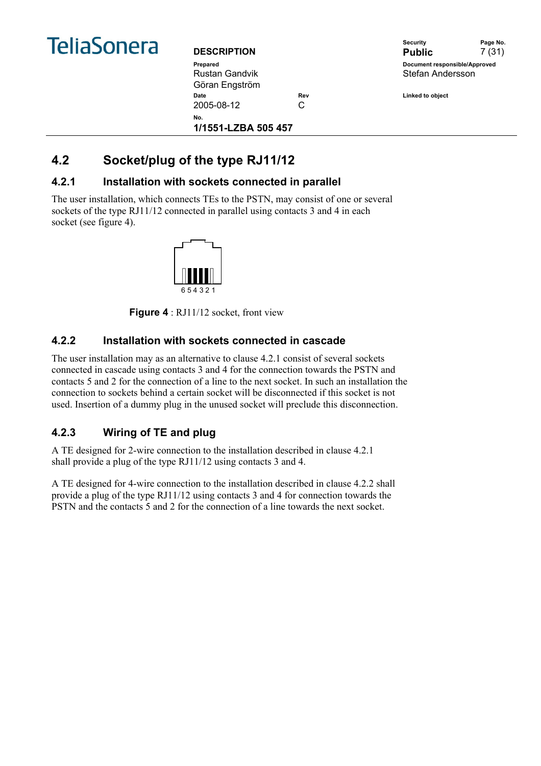## 4.2 Socket/plug of the type RJ11/12

### 4.2.1 Installation with sockets connected in parallel

The user installation, which connects TEs to the PSTN, may consist of one or several sockets of the type RJ11/12 connected in parallel using contacts 3 and 4 in each socket (see figure 4).

6 5 4 3 2 1

**Figure 4** : RJ11/12 socket, front view

### 4.2.2 Installation with sockets connected in cascade

The user installation may as an alternative to clause 4.2.1 consist of several sockets connected in cascade using contacts 3 and 4 for the connection towards the PSTN and contacts 5 and 2 for the connection of a line to the next socket. In such an installation the connection to sockets behind a certain socket will be disconnected if this socket is not used. Insertion of a dummy plug in the unused socket will preclude this disconnection.

### 4.2.3 Wiring of TE and plug

A TE designed for 2-wire connection to the installation described in clause 4.2.1 shall provide a plug of the type RJ11/12 using contacts 3 and 4.

A TE designed for 4-wire connection to the installation described in clause 4.2.2 shall provide a plug of the type RJ11/12 using contacts 3 and 4 for connection towards the PSTN and the contacts 5 and 2 for the connection of a line towards the next socket.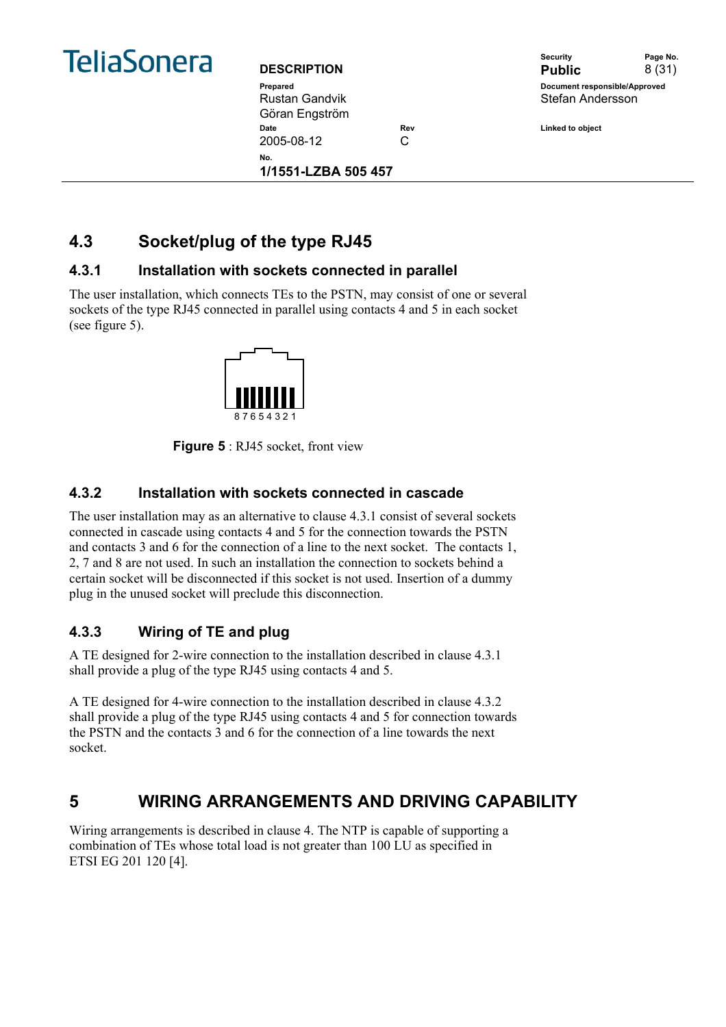## 4.3 Socket/plug of the type RJ45

### 4.3.1 Installation with sockets connected in parallel

The user installation, which connects TEs to the PSTN, may consist of one or several sockets of the type RJ45 connected in parallel using contacts 4 and 5 in each socket (see figure 5).

8 7 6 5 4 3 2 1

**Figure 5** : RJ45 socket, front view

### 4.3.2 Installation with sockets connected in cascade

The user installation may as an alternative to clause 4.3.1 consist of several sockets connected in cascade using contacts 4 and 5 for the connection towards the PSTN and contacts 3 and 6 for the connection of a line to the next socket. The contacts 1, 2, 7 and 8 are not used. In such an installation the connection to sockets behind a certain socket will be disconnected if this socket is not used. Insertion of a dummy plug in the unused socket will preclude this disconnection.

### 4.3.3 Wiring of TE and plug

A TE designed for 2-wire connection to the installation described in clause 4.3.1 shall provide a plug of the type RJ45 using contacts 4 and 5.

A TE designed for 4-wire connection to the installation described in clause 4.3.2 shall provide a plug of the type RJ45 using contacts 4 and 5 for connection towards the PSTN and the contacts 3 and 6 for the connection of a line towards the next socket.

## 5 WIRING ARRANGEMENTS AND DRIVING CAPABILITY

Wiring arrangements is described in clause 4. The NTP is capable of supporting a combination of TEs whose total load is not greater than 100 LU as specified in ETSI EG 201 120 [4].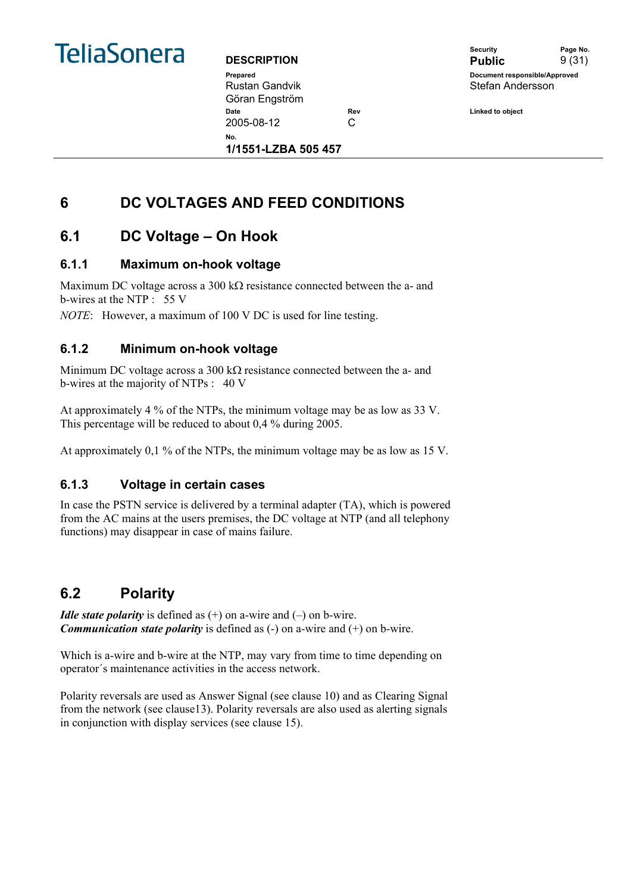# 6 DC VOLTAGES AND FEED CONDITIONS

## 6.1 DC Voltage – On Hook

### 6.1.1 Maximum on-hook voltage

Maximum DC voltage across a 300 kΩ resistance connected between the a- and b-wires at the NTP : 55 V

*NOTE*: However, a maximum of 100 V DC is used for line testing.

### 6.1.2 Minimum on-hook voltage

Minimum DC voltage across a 300 kΩ resistance connected between the a- and b-wires at the majority of NTPs : 40 V

At approximately 4 % of the NTPs, the minimum voltage may be as low as 33 V. This percentage will be reduced to about 0,4 % during 2005.

At approximately 0,1 % of the NTPs, the minimum voltage may be as low as 15 V.

### 6.1.3 Voltage in certain cases

In case the PSTN service is delivered by a terminal adapter (TA), which is powered from the AC mains at the users premises, the DC voltage at NTP (and all telephony functions) may disappear in case of mains failure.

## 6.2 Polarity

***Idle state polarity*** is defined as (+) on a-wire and (–) on b-wire.
***Communication state polarity*** is defined as (-) on a-wire and (+) on b-wire.

Which is a-wire and b-wire at the NTP, may vary from time to time depending on operator´s maintenance activities in the access network.

Polarity reversals are used as Answer Signal (see clause 10) and as Clearing Signal from the network (see clause13). Polarity reversals are also used as alerting signals in conjunction with display services (see clause 15).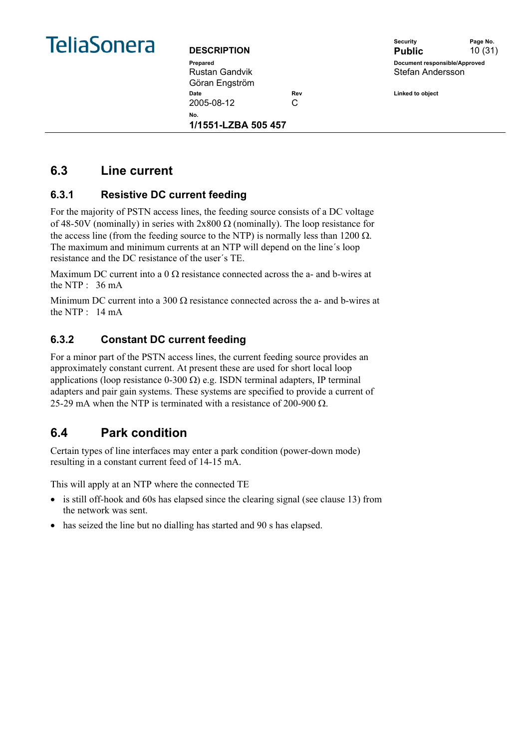## 6.3 Line current

### 6.3.1 Resistive DC current feeding

For the majority of PSTN access lines, the feeding source consists of a DC voltage of 48-50V (nominally) in series with 2x800 Ω (nominally). The loop resistance for the access line (from the feeding source to the NTP) is normally less than 1200 Ω. The maximum and minimum currents at an NTP will depend on the line´s loop resistance and the DC resistance of the user´s TE.

Maximum DC current into a 0 Ω resistance connected across the a- and b-wires at the NTP : 36 mA

Minimum DC current into a 300 Ω resistance connected across the a- and b-wires at the NTP : 14 mA

### 6.3.2 Constant DC current feeding

For a minor part of the PSTN access lines, the current feeding source provides an approximately constant current. At present these are used for short local loop applications (loop resistance 0-300 Ω) e.g. ISDN terminal adapters, IP terminal adapters and pair gain systems. These systems are specified to provide a current of 25-29 mA when the NTP is terminated with a resistance of 200-900 Ω.

## 6.4 Park condition

Certain types of line interfaces may enter a park condition (power-down mode) resulting in a constant current feed of 14-15 mA.

This will apply at an NTP where the connected TE

- is still off-hook and 60s has elapsed since the clearing signal (see clause 13) from the network was sent.
- has seized the line but no dialling has started and 90 s has elapsed.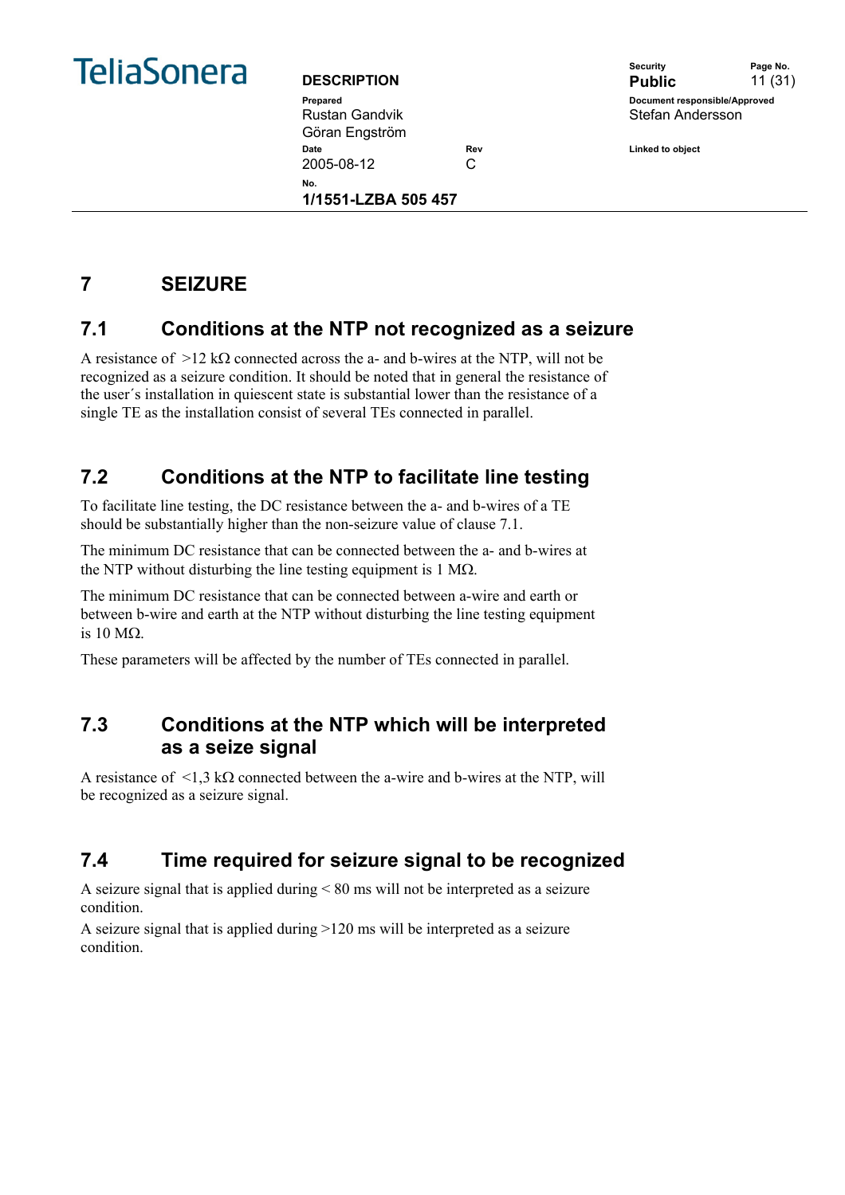# 7 SEIZURE

## 7.1 Conditions at the NTP not recognized as a seizure

A resistance of >12 kΩ connected across the a- and b-wires at the NTP, will not be recognized as a seizure condition. It should be noted that in general the resistance of the user´s installation in quiescent state is substantial lower than the resistance of a single TE as the installation consist of several TEs connected in parallel.

## 7.2 Conditions at the NTP to facilitate line testing

To facilitate line testing, the DC resistance between the a- and b-wires of a TE should be substantially higher than the non-seizure value of clause 7.1.

The minimum DC resistance that can be connected between the a- and b-wires at the NTP without disturbing the line testing equipment is 1 MΩ.

The minimum DC resistance that can be connected between a-wire and earth or between b-wire and earth at the NTP without disturbing the line testing equipment is 10 MΩ.

These parameters will be affected by the number of TEs connected in parallel.

## 7.3 Conditions at the NTP which will be interpreted as a seize signal

A resistance of <1,3 kΩ connected between the a-wire and b-wires at the NTP, will be recognized as a seizure signal.

## 7.4 Time required for seizure signal to be recognized

A seizure signal that is applied during < 80 ms will not be interpreted as a seizure condition.

A seizure signal that is applied during >120 ms will be interpreted as a seizure condition.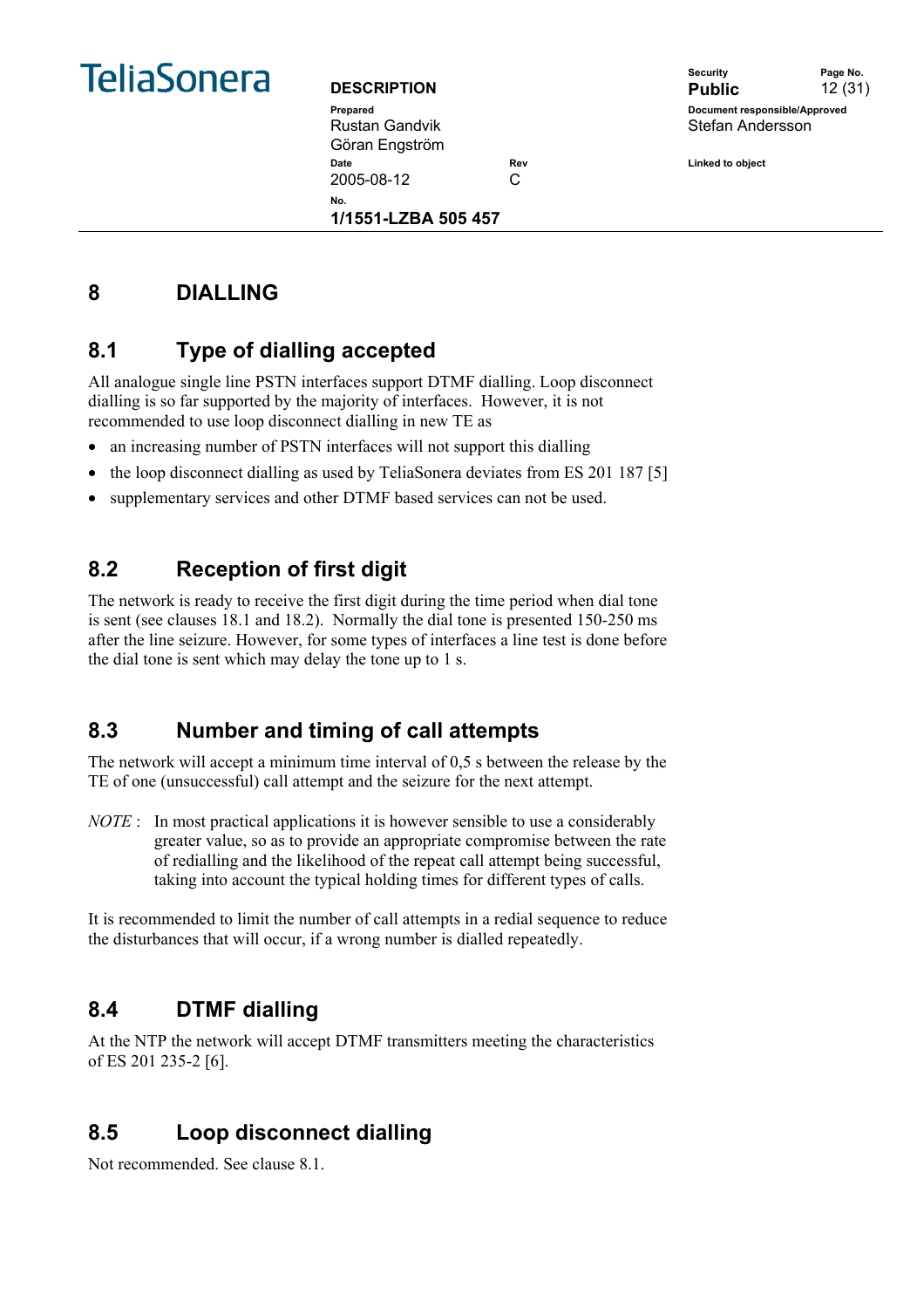# 8 DIALLING

## 8.1 Type of dialling accepted

All analogue single line PSTN interfaces support DTMF dialling. Loop disconnect dialling is so far supported by the majority of interfaces. However, it is not recommended to use loop disconnect dialling in new TE as

- an increasing number of PSTN interfaces will not support this dialling
- the loop disconnect dialling as used by TeliaSonera deviates from ES 201 187 [5]
- supplementary services and other DTMF based services can not be used.

## 8.2 Reception of first digit

The network is ready to receive the first digit during the time period when dial tone is sent (see clauses 18.1 and 18.2). Normally the dial tone is presented 150-250 ms after the line seizure. However, for some types of interfaces a line test is done before the dial tone is sent which may delay the tone up to 1 s.

## 8.3 Number and timing of call attempts

The network will accept a minimum time interval of 0,5 s between the release by the TE of one (unsuccessful) call attempt and the seizure for the next attempt.

*NOTE* : In most practical applications it is however sensible to use a considerably greater value, so as to provide an appropriate compromise between the rate of redialling and the likelihood of the repeat call attempt being successful, taking into account the typical holding times for different types of calls.

It is recommended to limit the number of call attempts in a redial sequence to reduce the disturbances that will occur, if a wrong number is dialled repeatedly.

## 8.4 DTMF dialling

At the NTP the network will accept DTMF transmitters meeting the characteristics of ES 201 235-2 [6].

## 8.5 Loop disconnect dialling

Not recommended. See clause 8.1.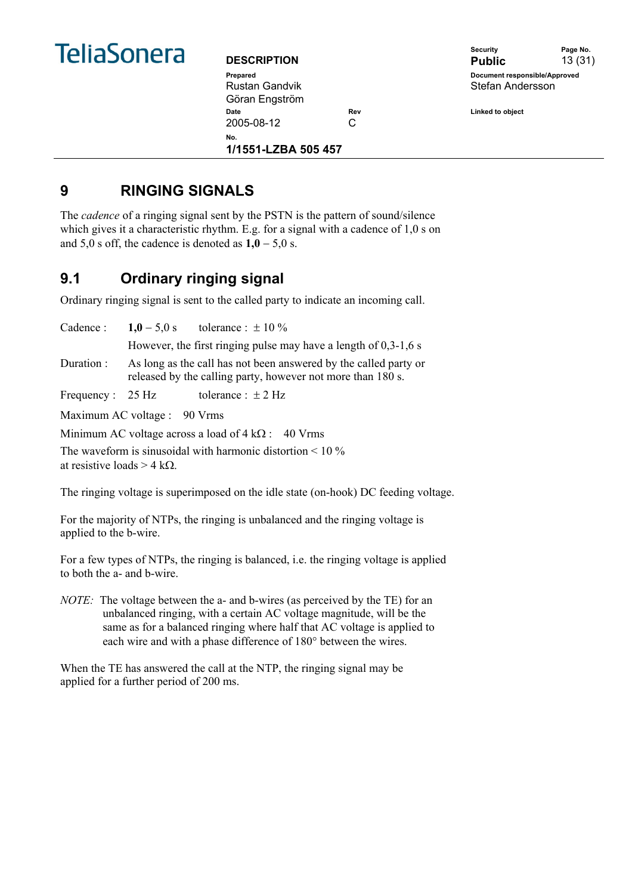# 9 RINGING SIGNALS

The *cadence* of a ringing signal sent by the PSTN is the pattern of sound/silence which gives it a characteristic rhythm. E.g. for a signal with a cadence of 1,0 s on and 5,0 s off, the cadence is denoted as **1,0** – 5,0 s.

## 9.1 Ordinary ringing signal

Ordinary ringing signal is sent to the called party to indicate an incoming call.

Cadence : **1,0** – 5,0 s tolerance : ± 10 %

However, the first ringing pulse may have a length of 0,3-1,6 s

Duration : As long as the call has not been answered by the called party or released by the calling party, however not more than 180 s.

Frequency : 25 Hz tolerance : ± 2 Hz

Maximum AC voltage : 90 Vrms

Minimum AC voltage across a load of 4 kΩ : 40 Vrms

The waveform is sinusoidal with harmonic distortion < 10 % at resistive loads > 4 kΩ.

The ringing voltage is superimposed on the idle state (on-hook) DC feeding voltage.

For the majority of NTPs, the ringing is unbalanced and the ringing voltage is applied to the b-wire.

For a few types of NTPs, the ringing is balanced, i.e. the ringing voltage is applied to both the a- and b-wire.

*NOTE:* The voltage between the a- and b-wires (as perceived by the TE) for an unbalanced ringing, with a certain AC voltage magnitude, will be the same as for a balanced ringing where half that AC voltage is applied to each wire and with a phase difference of 180° between the wires.

When the TE has answered the call at the NTP, the ringing signal may be applied for a further period of 200 ms.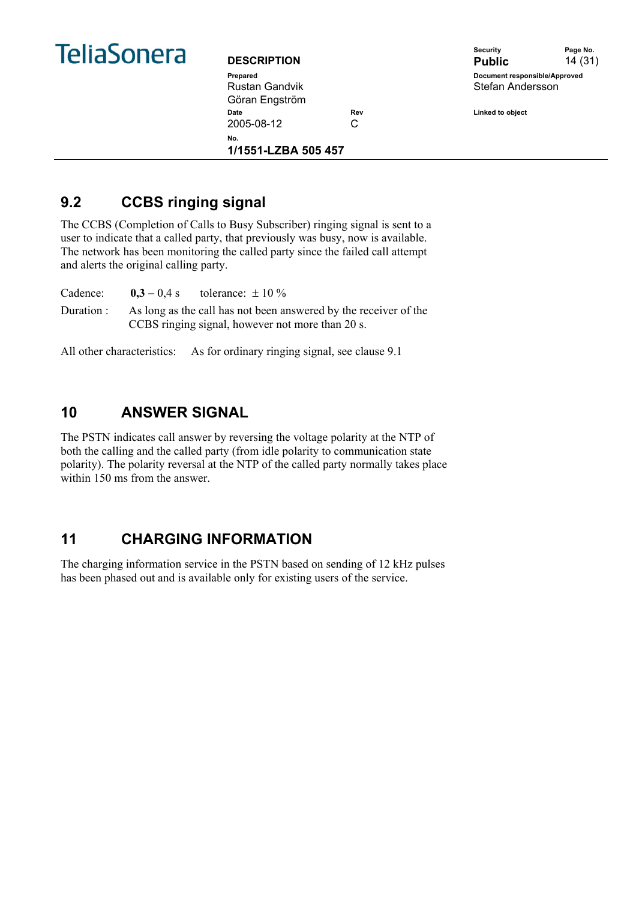## 9.2 CCBS ringing signal

The CCBS (Completion of Calls to Busy Subscriber) ringing signal is sent to a user to indicate that a called party, that previously was busy, now is available. The network has been monitoring the called party since the failed call attempt and alerts the original calling party.

Cadence: **0,3** – 0,4 s tolerance: ± 10 %

Duration : As long as the call has not been answered by the receiver of the CCBS ringing signal, however not more than 20 s.

All other characteristics: As for ordinary ringing signal, see clause 9.1

# 10 ANSWER SIGNAL

The PSTN indicates call answer by reversing the voltage polarity at the NTP of both the calling and the called party (from idle polarity to communication state polarity). The polarity reversal at the NTP of the called party normally takes place within 150 ms from the answer.

# 11 CHARGING INFORMATION

The charging information service in the PSTN based on sending of 12 kHz pulses has been phased out and is available only for existing users of the service.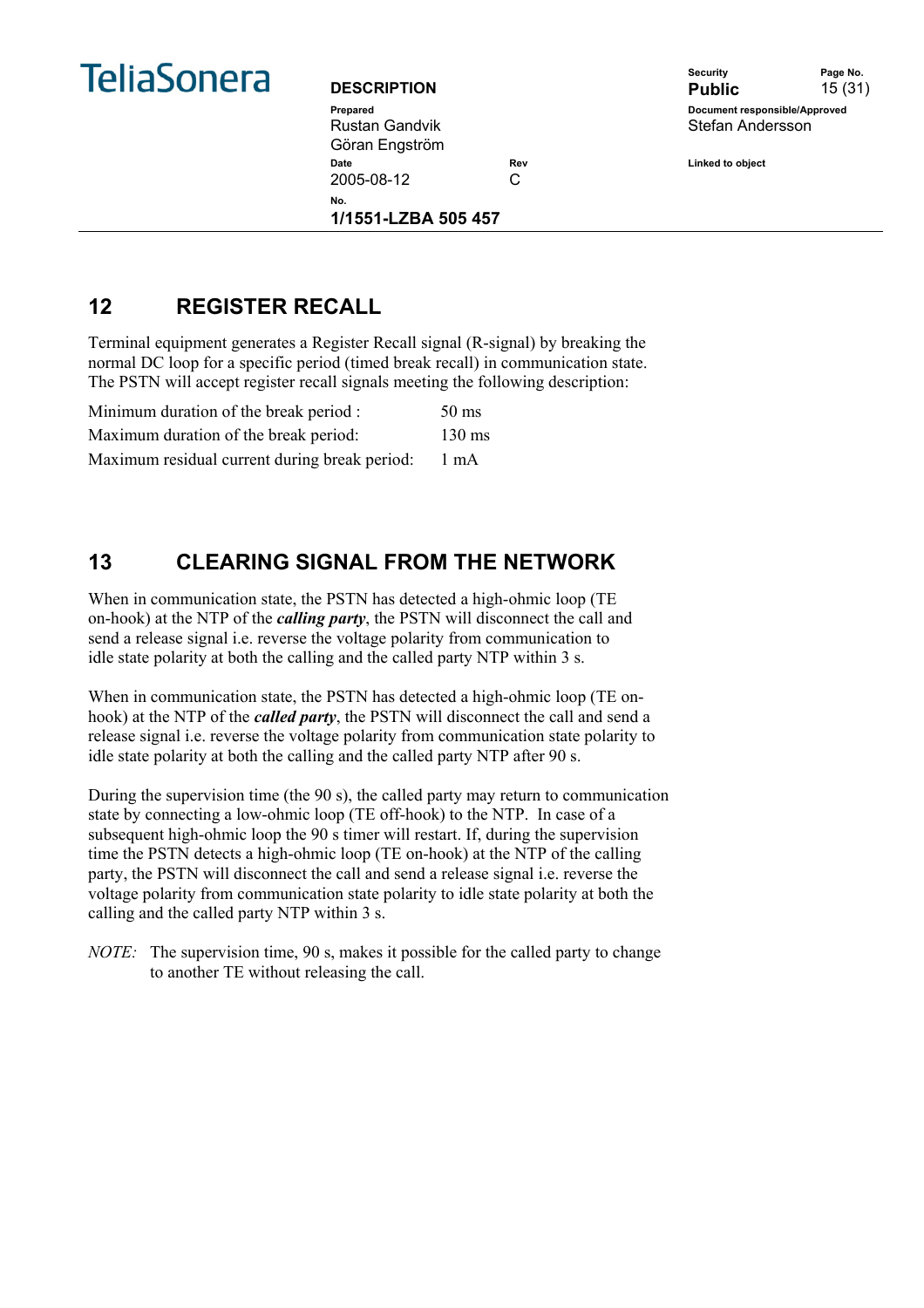## 12 REGISTER RECALL

Terminal equipment generates a Register Recall signal (R-signal) by breaking the normal DC loop for a specific period (timed break recall) in communication state. The PSTN will accept register recall signals meeting the following description:

| | |
|---|---|
| Minimum duration of the break period : | 50 ms |
| Maximum duration of the break period: | 130 ms |
| Maximum residual current during break period: | 1 mA |

## 13 CLEARING SIGNAL FROM THE NETWORK

When in communication state, the PSTN has detected a high-ohmic loop (TE on-hook) at the NTP of the ***calling party***, the PSTN will disconnect the call and send a release signal i.e. reverse the voltage polarity from communication to idle state polarity at both the calling and the called party NTP within 3 s.

When in communication state, the PSTN has detected a high-ohmic loop (TE on-hook) at the NTP of the ***called party***, the PSTN will disconnect the call and send a release signal i.e. reverse the voltage polarity from communication state polarity to idle state polarity at both the calling and the called party NTP after 90 s.

During the supervision time (the 90 s), the called party may return to communication state by connecting a low-ohmic loop (TE off-hook) to the NTP. In case of a subsequent high-ohmic loop the 90 s timer will restart. If, during the supervision time the PSTN detects a high-ohmic loop (TE on-hook) at the NTP of the calling party, the PSTN will disconnect the call and send a release signal i.e. reverse the voltage polarity from communication state polarity to idle state polarity at both the calling and the called party NTP within 3 s.

*NOTE:* The supervision time, 90 s, makes it possible for the called party to change to another TE without releasing the call.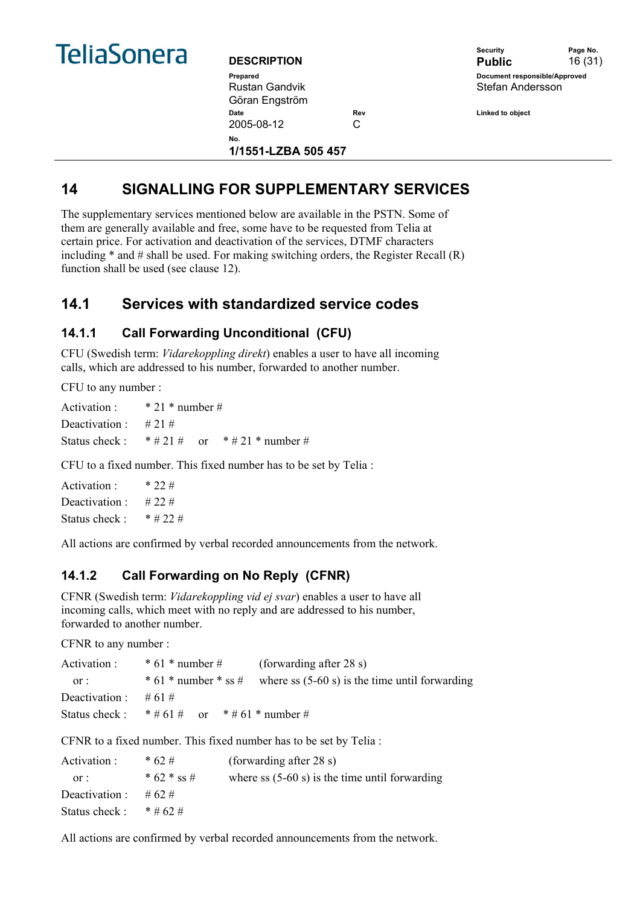# 14 SIGNALLING FOR SUPPLEMENTARY SERVICES

The supplementary services mentioned below are available in the PSTN. Some of them are generally available and free, some have to be requested from Telia at certain price. For activation and deactivation of the services, DTMF characters including * and # shall be used. For making switching orders, the Register Recall (R) function shall be used (see clause 12).

## 14.1 Services with standardized service codes

### 14.1.1 Call Forwarding Unconditional (CFU)

CFU (Swedish term: *Vidarekoppling direkt*) enables a user to have all incoming calls, which are addressed to his number, forwarded to another number.

CFU to any number :

Activation : * 21 * number #
Deactivation : # 21 #
Status check : * # 21 # or * # 21 * number #

CFU to a fixed number. This fixed number has to be set by Telia :

Activation : * 22 #
Deactivation : # 22 #
Status check : * # 22 #

All actions are confirmed by verbal recorded announcements from the network.

### 14.1.2 Call Forwarding on No Reply (CFNR)

CFNR (Swedish term: *Vidarekoppling vid ej svar*) enables a user to have all incoming calls, which meet with no reply and are addressed to his number, forwarded to another number.

CFNR to any number :

Activation : * 61 * number # (forwarding after 28 s)
or : * 61 * number * ss # where ss (5-60 s) is the time until forwarding
Deactivation : # 61 #
Status check : * # 61 # or * # 61 * number #

CFNR to a fixed number. This fixed number has to be set by Telia :

Activation : * 62 # (forwarding after 28 s)
or : * 62 * ss # where ss (5-60 s) is the time until forwarding
Deactivation : # 62 #
Status check : * # 62 #

All actions are confirmed by verbal recorded announcements from the network.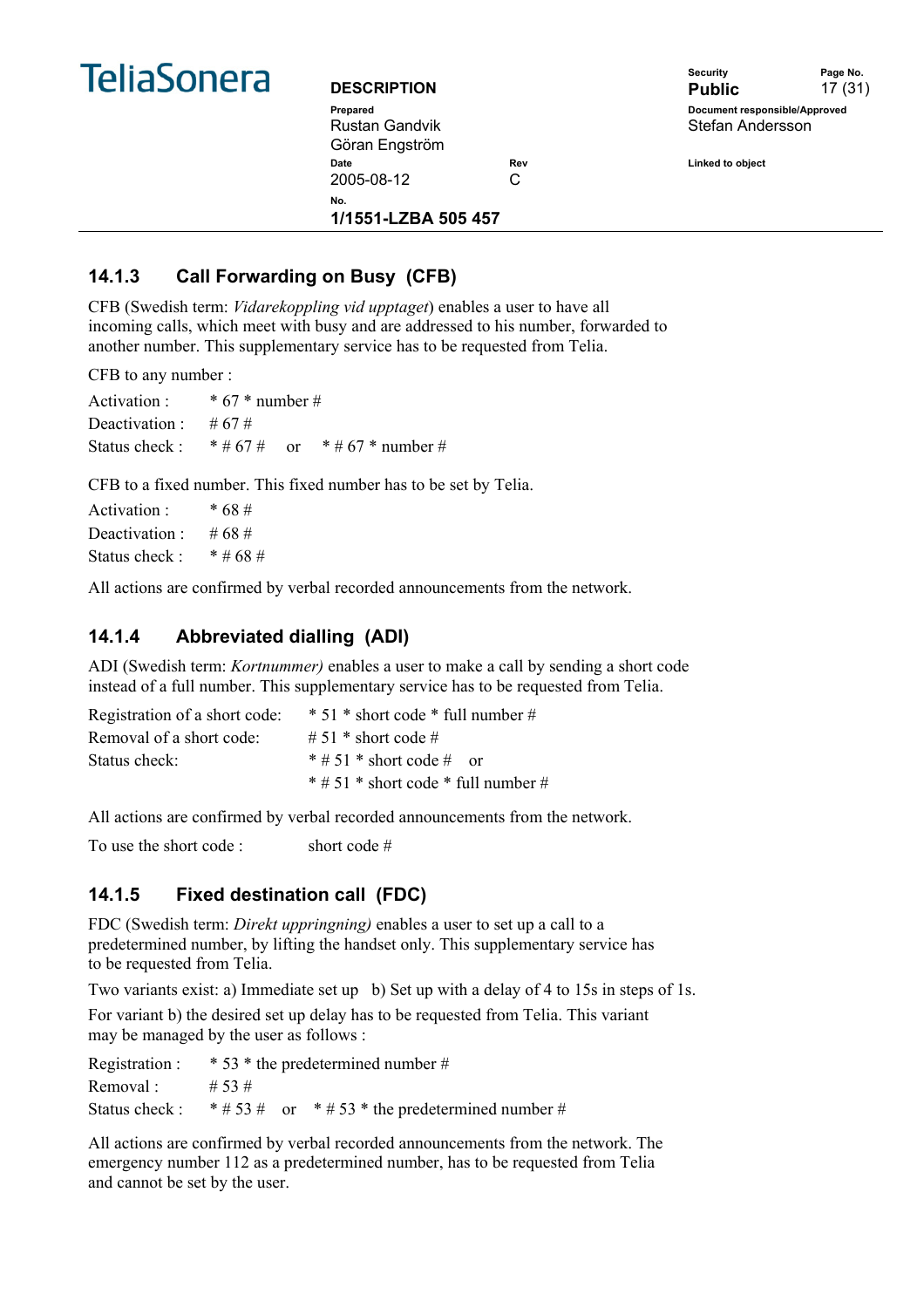### 14.1.3 Call Forwarding on Busy (CFB)

CFB (Swedish term: *Vidarekoppling vid upptaget*) enables a user to have all incoming calls, which meet with busy and are addressed to his number, forwarded to another number. This supplementary service has to be requested from Telia.

CFB to any number :

| | | | |
|---|---|---|---|
| Activation : | * 67 * number # | | |
| Deactivation : | # 67 # | | |
| Status check : | * # 67 # | or | * # 67 * number # |

CFB to a fixed number. This fixed number has to be set by Telia.

| | |
|---|---|
| Activation : | * 68 # |
| Deactivation : | # 68 # |
| Status check : | * # 68 # |

All actions are confirmed by verbal recorded announcements from the network.

### 14.1.4 Abbreviated dialling (ADI)

ADI (Swedish term: *Kortnummer)* enables a user to make a call by sending a short code instead of a full number. This supplementary service has to be requested from Telia.

| | |
|---|---|
| Registration of a short code: | * 51 * short code * full number # |
| Removal of a short code: | # 51 * short code # |
| Status check: | * # 51 * short code # or |
| | * # 51 * short code * full number # |

All actions are confirmed by verbal recorded announcements from the network.

To use the short code : short code #

### 14.1.5 Fixed destination call (FDC)

FDC (Swedish term: *Direkt uppringning)* enables a user to set up a call to a predetermined number, by lifting the handset only. This supplementary service has to be requested from Telia.

Two variants exist: a) Immediate set up b) Set up with a delay of 4 to 15s in steps of 1s.

For variant b) the desired set up delay has to be requested from Telia. This variant may be managed by the user as follows :

| | | | |
|---|---|---|---|
| Registration : | * 53 * the predetermined number # | | |
| Removal : | # 53 # | | |
| Status check : | * # 53 # | or | * # 53 * the predetermined number # |

All actions are confirmed by verbal recorded announcements from the network. The emergency number 112 as a predetermined number, has to be requested from Telia and cannot be set by the user.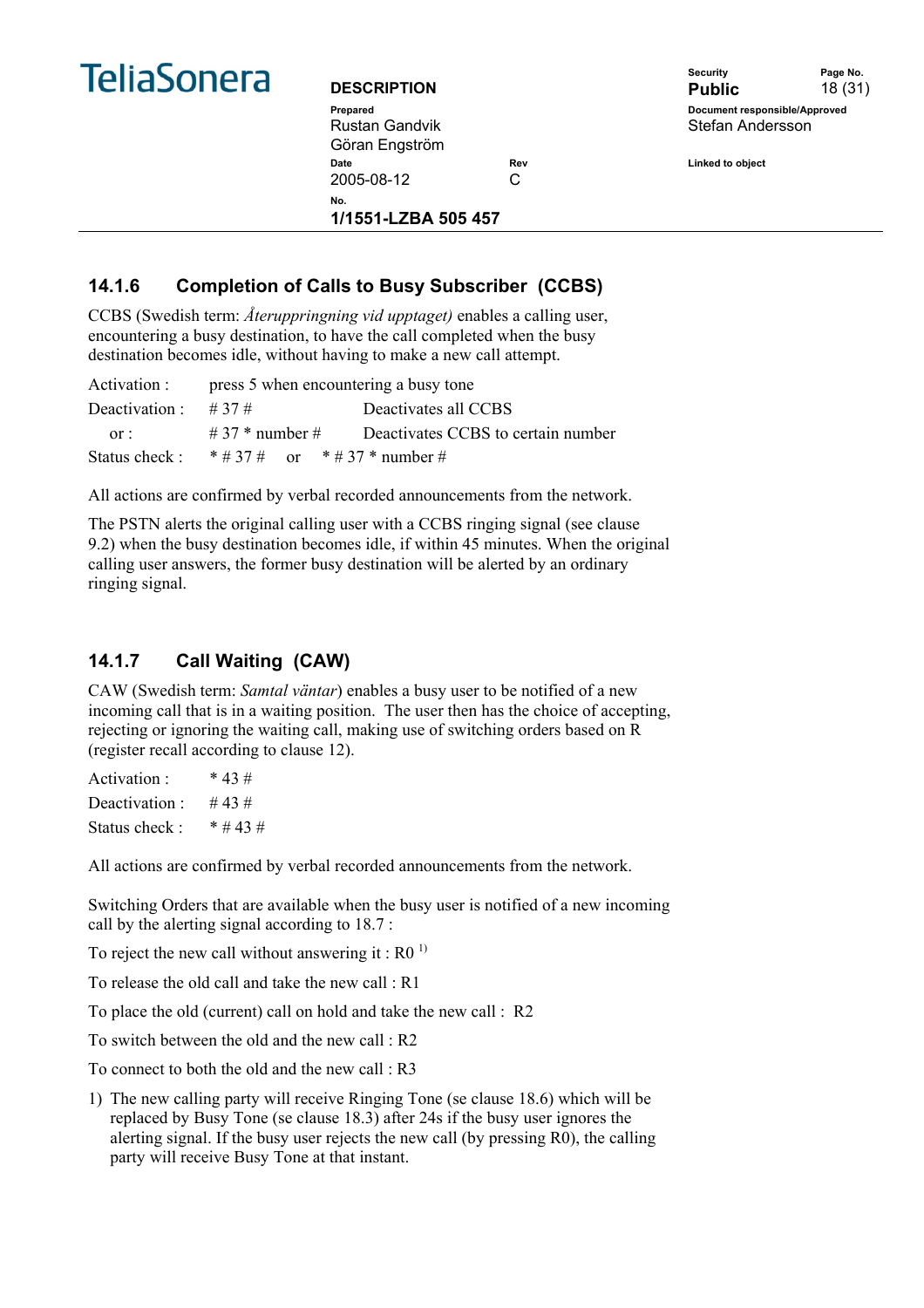### 14.1.6 Completion of Calls to Busy Subscriber (CCBS)

CCBS (Swedish term: *Återuppringning vid upptaget)* enables a calling user, encountering a busy destination, to have the call completed when the busy destination becomes idle, without having to make a new call attempt.

| | | |
|---|---|---|
| Activation : | press 5 when encountering a busy tone | |
| Deactivation : | # 37 # | Deactivates all CCBS |
| or : | # 37 * number # | Deactivates CCBS to certain number |
| Status check : | * # 37 # or * # 37 * number # | |

All actions are confirmed by verbal recorded announcements from the network.

The PSTN alerts the original calling user with a CCBS ringing signal (see clause 9.2) when the busy destination becomes idle, if within 45 minutes. When the original calling user answers, the former busy destination will be alerted by an ordinary ringing signal.

### 14.1.7 Call Waiting (CAW)

CAW (Swedish term: *Samtal väntar*) enables a busy user to be notified of a new incoming call that is in a waiting position. The user then has the choice of accepting, rejecting or ignoring the waiting call, making use of switching orders based on R (register recall according to clause 12).

| | |
|---|---|
| Activation : | * 43 # |
| Deactivation : | # 43 # |
| Status check : | * # 43 # |

All actions are confirmed by verbal recorded announcements from the network.

Switching Orders that are available when the busy user is notified of a new incoming call by the alerting signal according to 18.7 :

To reject the new call without answering it : R0 [1)]

To release the old call and take the new call : R1

To place the old (current) call on hold and take the new call : R2

To switch between the old and the new call : R2

To connect to both the old and the new call : R3

1) The new calling party will receive Ringing Tone (se clause 18.6) which will be replaced by Busy Tone (se clause 18.3) after 24s if the busy user ignores the alerting signal. If the busy user rejects the new call (by pressing R0), the calling party will receive Busy Tone at that instant.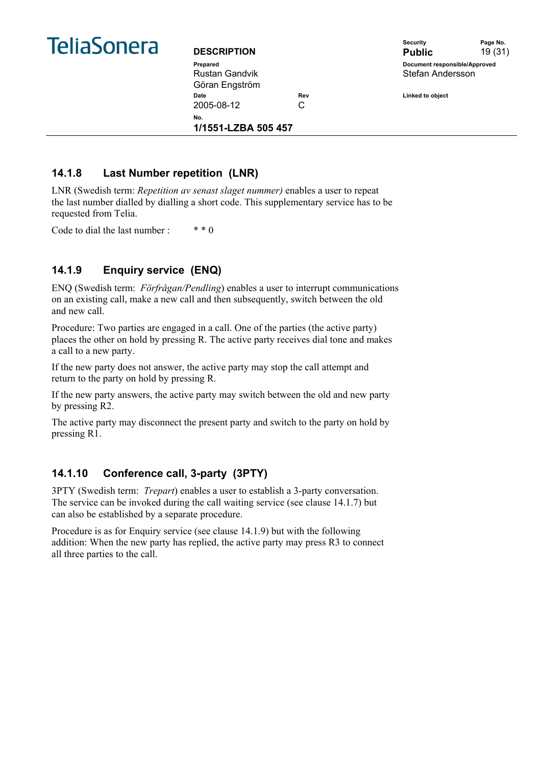### 14.1.8 Last Number repetition (LNR)

LNR (Swedish term: *Repetition av senast slaget nummer)* enables a user to repeat the last number dialled by dialling a short code. This supplementary service has to be requested from Telia.

Code to dial the last number : * * 0

### 14.1.9 Enquiry service (ENQ)

ENQ (Swedish term: *Förfrågan/Pendling*) enables a user to interrupt communications on an existing call, make a new call and then subsequently, switch between the old and new call.

Procedure: Two parties are engaged in a call. One of the parties (the active party) places the other on hold by pressing R. The active party receives dial tone and makes a call to a new party.

If the new party does not answer, the active party may stop the call attempt and return to the party on hold by pressing R.

If the new party answers, the active party may switch between the old and new party by pressing R2.

The active party may disconnect the present party and switch to the party on hold by pressing R1.

### 14.1.10 Conference call, 3-party (3PTY)

3PTY (Swedish term: *Trepart*) enables a user to establish a 3-party conversation. The service can be invoked during the call waiting service (see clause 14.1.7) but can also be established by a separate procedure.

Procedure is as for Enquiry service (see clause 14.1.9) but with the following addition: When the new party has replied, the active party may press R3 to connect all three parties to the call.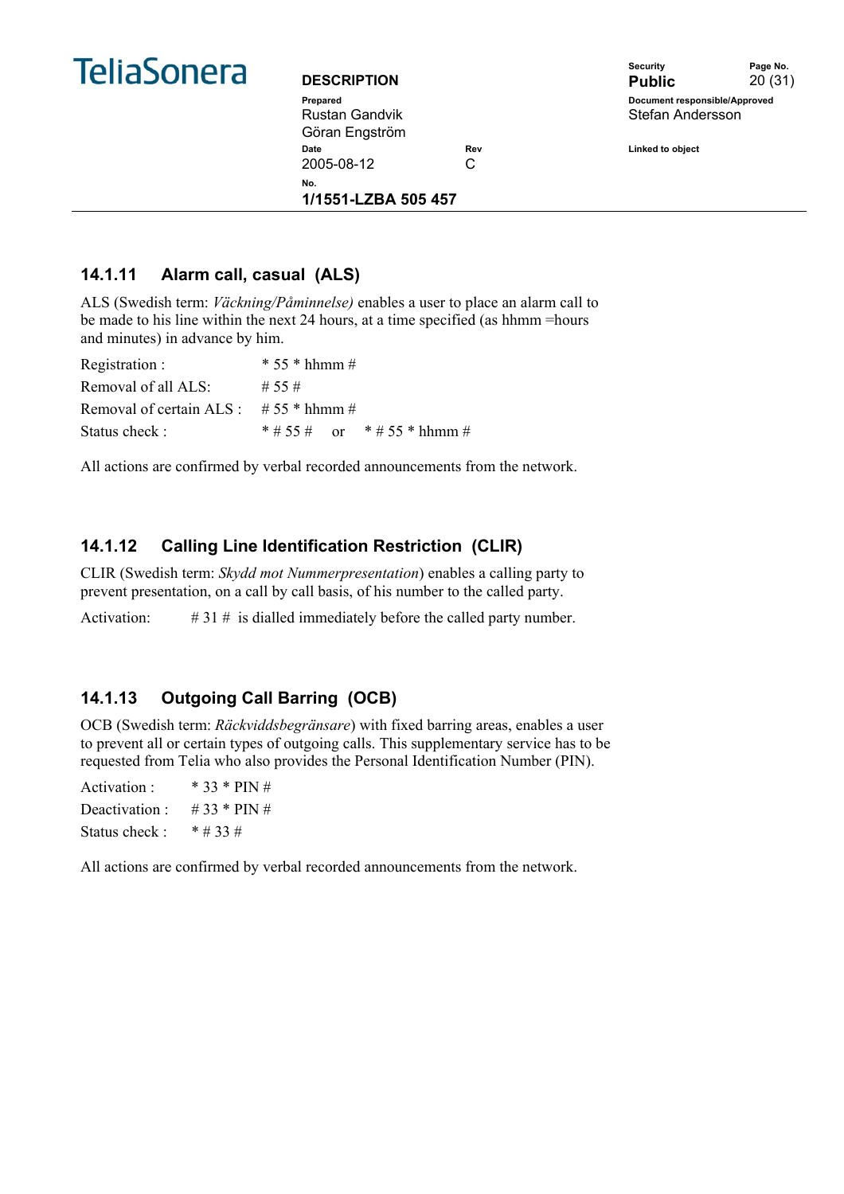### 14.1.11 Alarm call, casual (ALS)

ALS (Swedish term: *Väckning/Påminnelse)* enables a user to place an alarm call to be made to his line within the next 24 hours, at a time specified (as hhmm =hours and minutes) in advance by him.

| | |
|---|---|
| Registration : | * 55 * hhmm # |
| Removal of all ALS: | # 55 # |
| Removal of certain ALS : | # 55 * hhmm # |
| Status check : | * # 55 # or * # 55 * hhmm # |

All actions are confirmed by verbal recorded announcements from the network.

### 14.1.12 Calling Line Identification Restriction (CLIR)

CLIR (Swedish term: *Skydd mot Nummerpresentation*) enables a calling party to prevent presentation, on a call by call basis, of his number to the called party.

Activation: # 31 # is dialled immediately before the called party number.

### 14.1.13 Outgoing Call Barring (OCB)

OCB (Swedish term: *Räckviddsbegränsare*) with fixed barring areas, enables a user to prevent all or certain types of outgoing calls. This supplementary service has to be requested from Telia who also provides the Personal Identification Number (PIN).

| | |
|---|---|
| Activation : | * 33 * PIN # |
| Deactivation : | # 33 * PIN # |
| Status check : | * # 33 # |

All actions are confirmed by verbal recorded announcements from the network.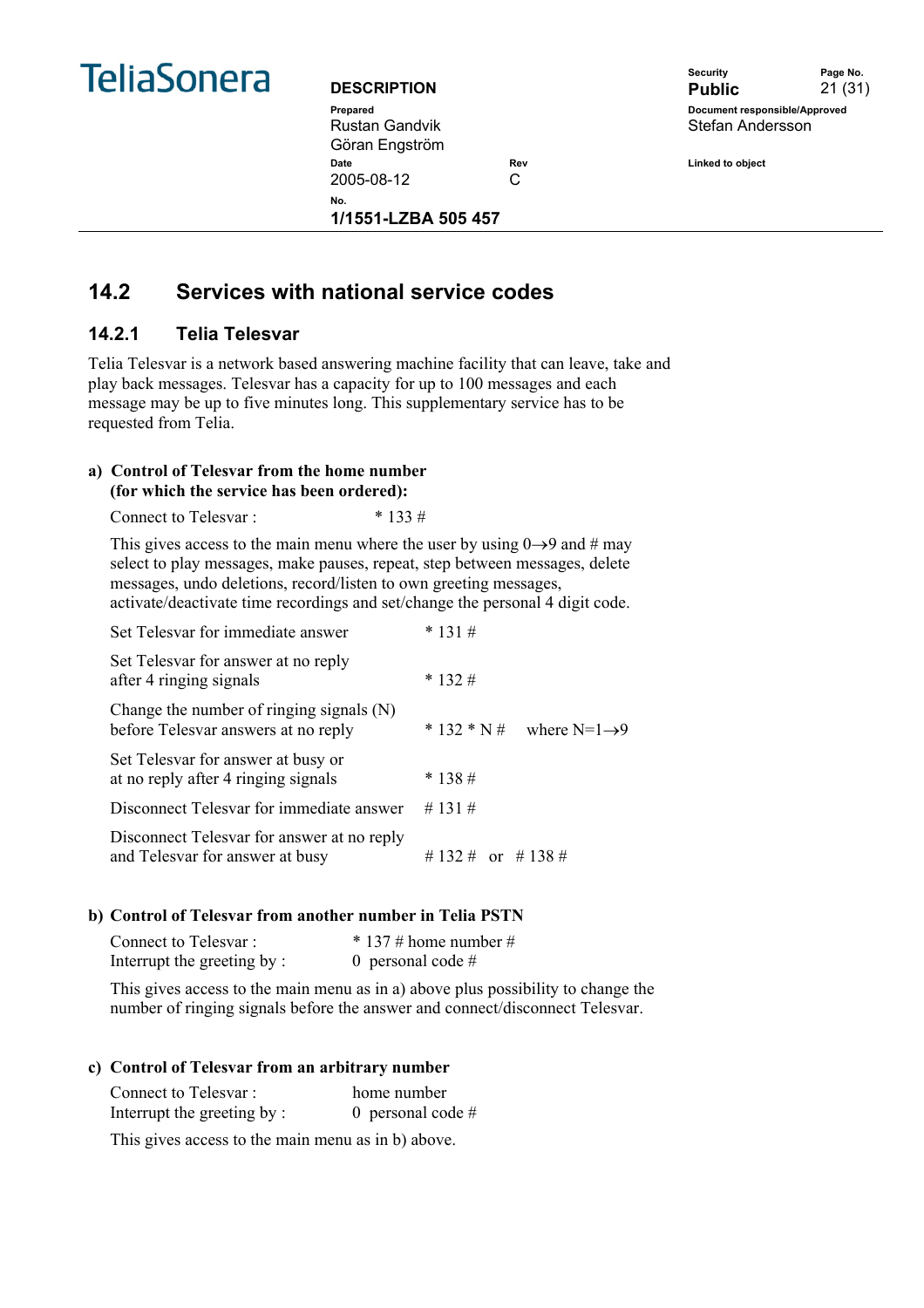## 14.2 Services with national service codes

### 14.2.1 Telia Telesvar

Telia Telesvar is a network based answering machine facility that can leave, take and play back messages. Telesvar has a capacity for up to 100 messages and each message may be up to five minutes long. This supplementary service has to be requested from Telia.

**a) Control of Telesvar from the home number (for which the service has been ordered):**

Connect to Telesvar : * 133 #

This gives access to the main menu where the user by using 0→9 and # may select to play messages, make pauses, repeat, step between messages, delete messages, undo deletions, record/listen to own greeting messages, activate/deactivate time recordings and set/change the personal 4 digit code.

| | | |
|---|---|---|
| Set Telesvar for immediate answer | * 131 # | |
| Set Telesvar for answer at no reply after 4 ringing signals | * 132 # | |
| Change the number of ringing signals (N) before Telesvar answers at no reply | * 132 * N # | where N=1→9 |
| Set Telesvar for answer at busy or at no reply after 4 ringing signals | * 138 # | |
| Disconnect Telesvar for immediate answer | # 131 # | |
| Disconnect Telesvar for answer at no reply and Telesvar for answer at busy | # 132 # or # 138 # | |

**b) Control of Telesvar from another number in Telia PSTN**

Connect to Telesvar : * 137 # home number #
Interrupt the greeting by : 0 personal code #

This gives access to the main menu as in a) above plus possibility to change the number of ringing signals before the answer and connect/disconnect Telesvar.

**c) Control of Telesvar from an arbitrary number**

Connect to Telesvar : home number
Interrupt the greeting by : 0 personal code #

This gives access to the main menu as in b) above.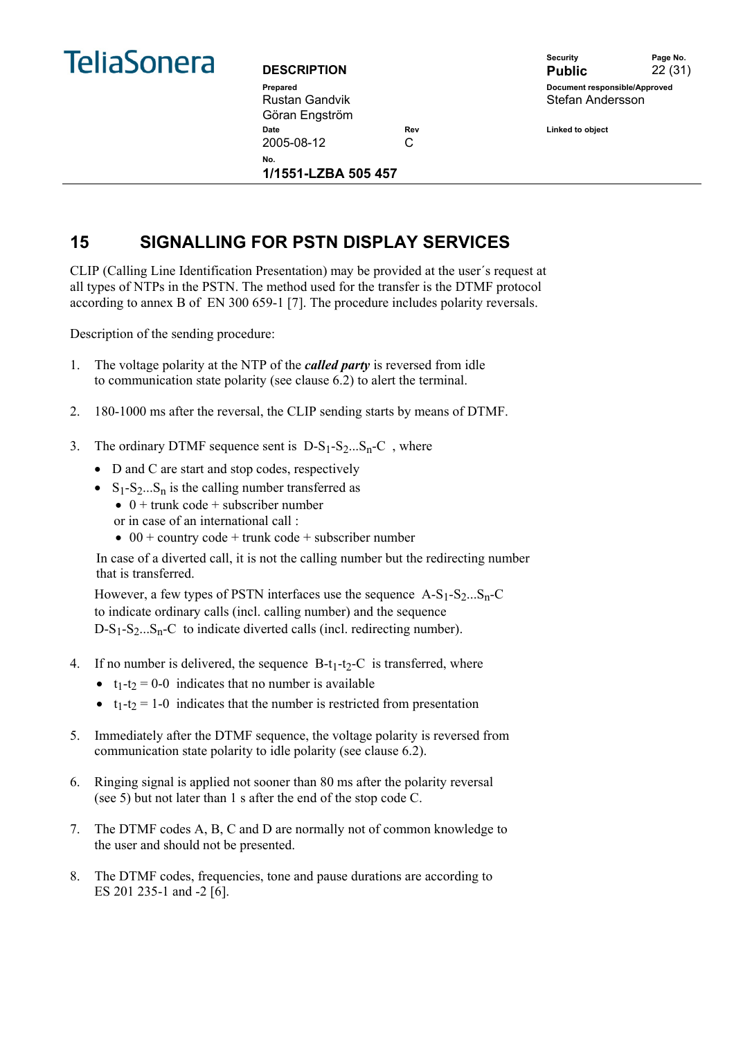## 15 SIGNALLING FOR PSTN DISPLAY SERVICES

CLIP (Calling Line Identification Presentation) may be provided at the user´s request at all types of NTPs in the PSTN. The method used for the transfer is the DTMF protocol according to annex B of EN 300 659-1 [7]. The procedure includes polarity reversals.

Description of the sending procedure:

1. The voltage polarity at the NTP of the ***called party*** is reversed from idle to communication state polarity (see clause 6.2) to alert the terminal.

2. 180-1000 ms after the reversal, the CLIP sending starts by means of DTMF.

3. The ordinary DTMF sequence sent is D-$S_1$-$S_2$...$S_n$-C , where
   - D and C are start and stop codes, respectively
   - $S_1$-$S_2$...$S_n$ is the calling number transferred as
     - 0 + trunk code + subscriber number

     or in case of an international call :
     - 00 + country code + trunk code + subscriber number

   In case of a diverted call, it is not the calling number but the redirecting number that is transferred.

   However, a few types of PSTN interfaces use the sequence A-$S_1$-$S_2$...$S_n$-C to indicate ordinary calls (incl. calling number) and the sequence D-$S_1$-$S_2$...$S_n$-C to indicate diverted calls (incl. redirecting number).

4. If no number is delivered, the sequence B-$t_1$-$t_2$-C is transferred, where
   - $t_1$-$t_2$ = 0-0 indicates that no number is available
   - $t_1$-$t_2$ = 1-0 indicates that the number is restricted from presentation

5. Immediately after the DTMF sequence, the voltage polarity is reversed from communication state polarity to idle polarity (see clause 6.2).

6. Ringing signal is applied not sooner than 80 ms after the polarity reversal (see 5) but not later than 1 s after the end of the stop code C.

7. The DTMF codes A, B, C and D are normally not of common knowledge to the user and should not be presented.

8. The DTMF codes, frequencies, tone and pause durations are according to ES 201 235-1 and -2 [6].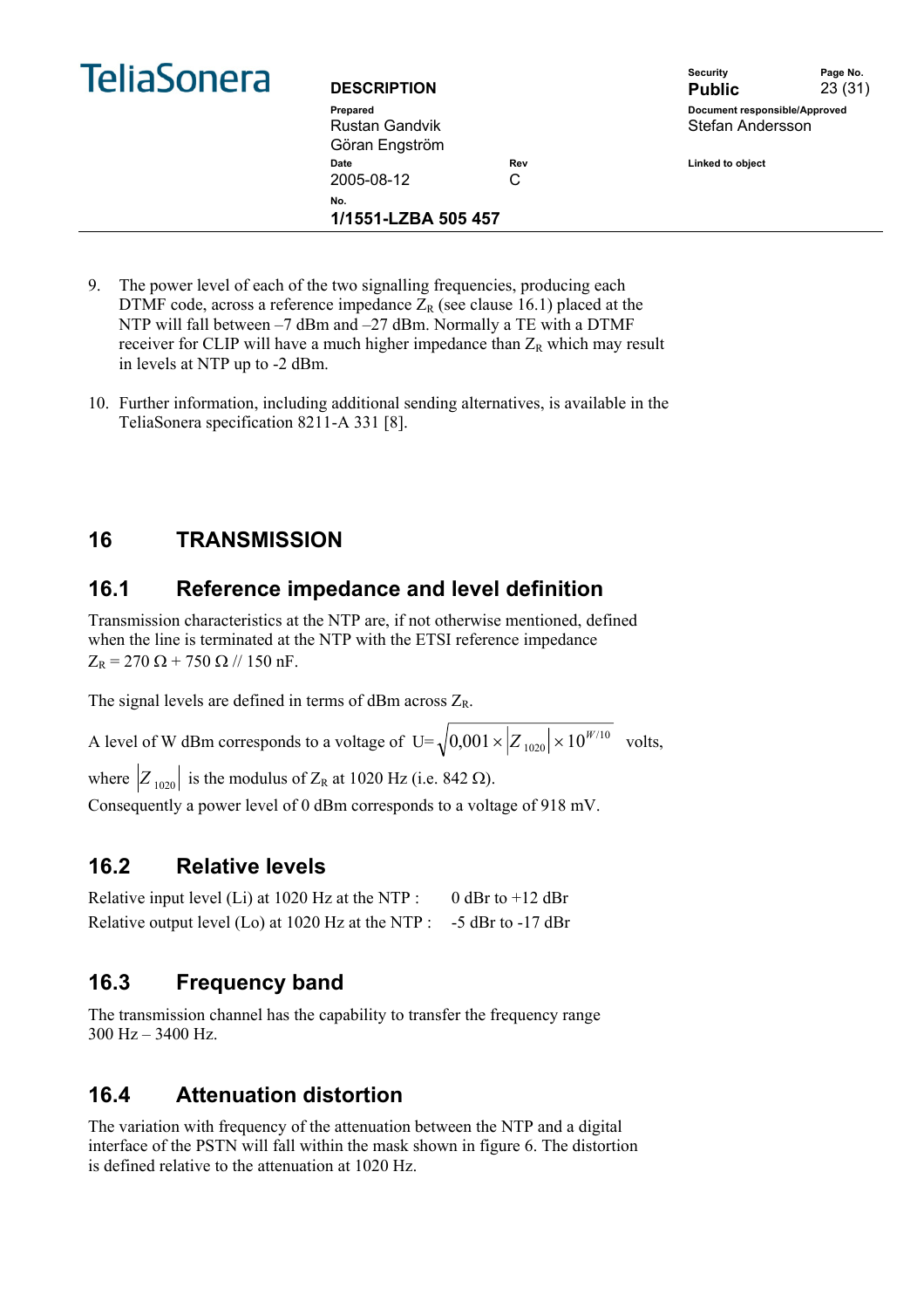9. The power level of each of the two signalling frequencies, producing each DTMF code, across a reference impedance $Z_R$ (see clause 16.1) placed at the NTP will fall between –7 dBm and –27 dBm. Normally a TE with a DTMF receiver for CLIP will have a much higher impedance than $Z_R$ which may result in levels at NTP up to -2 dBm.

10. Further information, including additional sending alternatives, is available in the TeliaSonera specification 8211-A 331 [8].

# 16 TRANSMISSION

## 16.1 Reference impedance and level definition

Transmission characteristics at the NTP are, if not otherwise mentioned, defined when the line is terminated at the NTP with the ETSI reference impedance $Z_R = 270\ \Omega + 750\ \Omega\ //\ 150\ \text{nF}$.

The signal levels are defined in terms of dBm across $Z_R$.

A level of W dBm corresponds to a voltage of $U=\sqrt{0{,}001 \times |Z_{1020}| \times 10^{W/10}}$ volts,

where $|Z_{1020}|$ is the modulus of $Z_R$ at 1020 Hz (i.e. 842 Ω).

Consequently a power level of 0 dBm corresponds to a voltage of 918 mV.

## 16.2 Relative levels

Relative input level (Li) at 1020 Hz at the NTP : 0 dBr to +12 dBr

Relative output level (Lo) at 1020 Hz at the NTP : -5 dBr to -17 dBr

## 16.3 Frequency band

The transmission channel has the capability to transfer the frequency range 300 Hz – 3400 Hz.

## 16.4 Attenuation distortion

The variation with frequency of the attenuation between the NTP and a digital interface of the PSTN will fall within the mask shown in figure 6. The distortion is defined relative to the attenuation at 1020 Hz.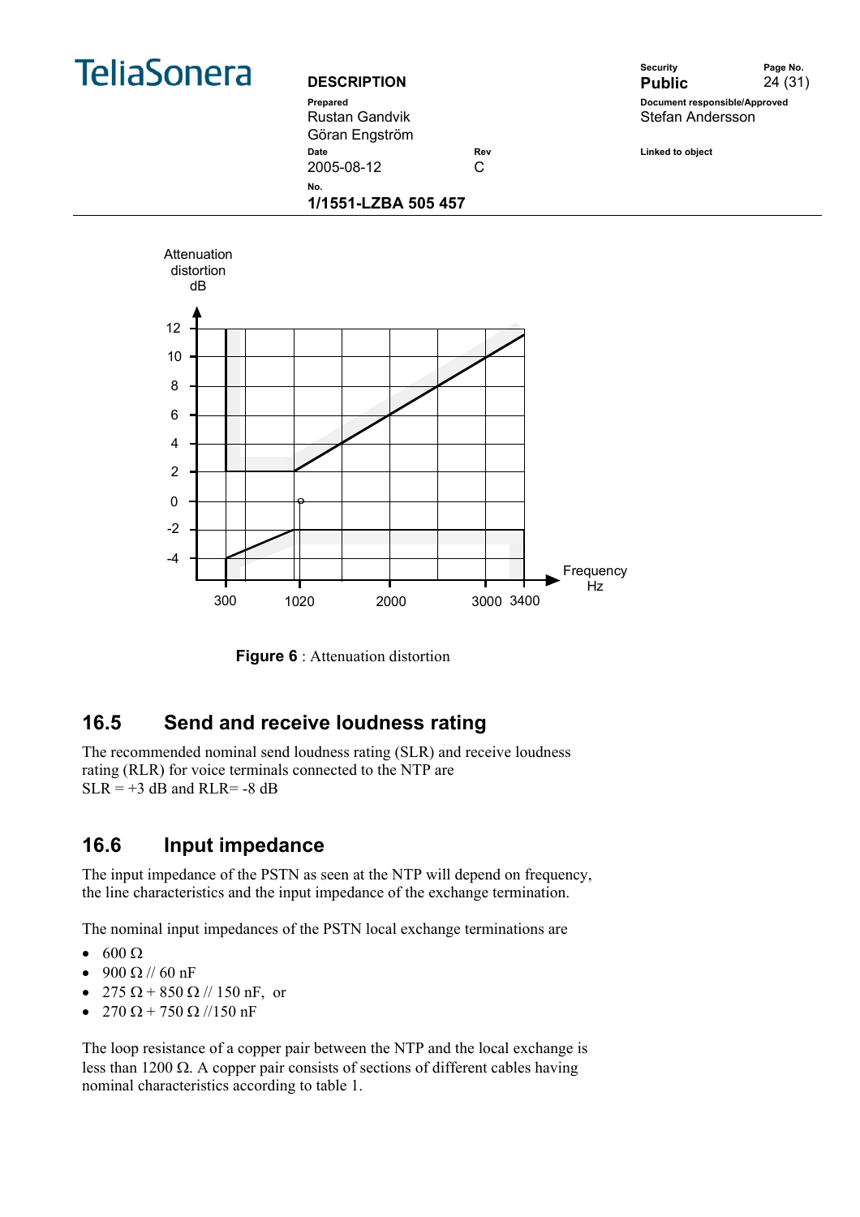Figure 6 : Attenuation distortion

## 16.5 Send and receive loudness rating

The recommended nominal send loudness rating (SLR) and receive loudness rating (RLR) for voice terminals connected to the NTP are
SLR = +3 dB and RLR= -8 dB

## 16.6 Input impedance

The input impedance of the PSTN as seen at the NTP will depend on frequency, the line characteristics and the input impedance of the exchange termination.

The nominal input impedances of the PSTN local exchange terminations are

- 600 Ω
- 900 Ω // 60 nF
- 275 Ω + 850 Ω // 150 nF, or
- 270 Ω + 750 Ω //150 nF

The loop resistance of a copper pair between the NTP and the local exchange is less than 1200 Ω. A copper pair consists of sections of different cables having nominal characteristics according to table 1.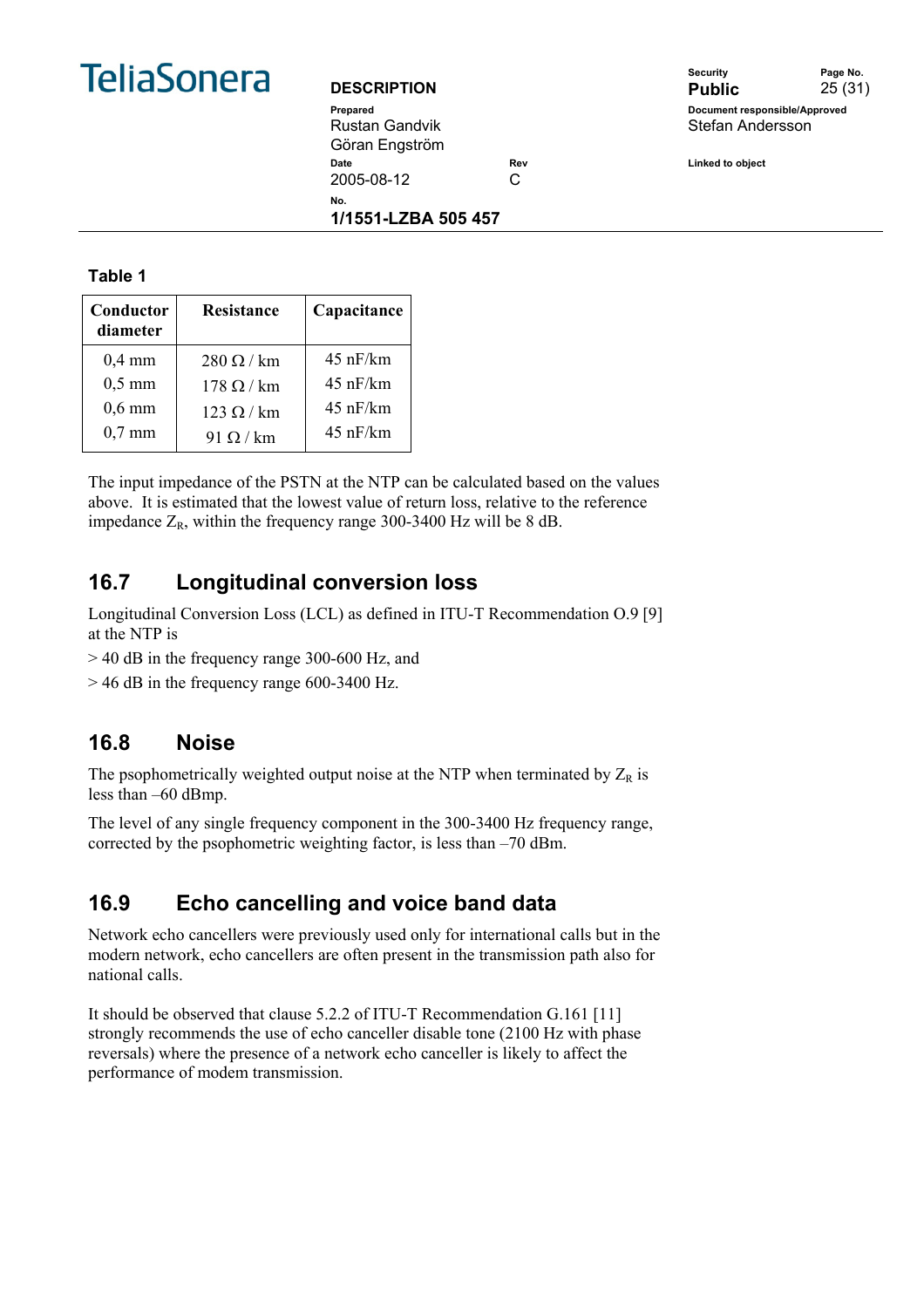**Table 1**

| Conductor diameter | Resistance | Capacitance |
|---|---|---|
| 0,4 mm | 280 Ω / km | 45 nF/km |
| 0,5 mm | 178 Ω / km | 45 nF/km |
| 0,6 mm | 123 Ω / km | 45 nF/km |
| 0,7 mm | 91 Ω / km | 45 nF/km |

The input impedance of the PSTN at the NTP can be calculated based on the values above. It is estimated that the lowest value of return loss, relative to the reference impedance $Z_R$, within the frequency range 300-3400 Hz will be 8 dB.

## 16.7 Longitudinal conversion loss

Longitudinal Conversion Loss (LCL) as defined in ITU-T Recommendation O.9 [9] at the NTP is

> 40 dB in the frequency range 300-600 Hz, and

> 46 dB in the frequency range 600-3400 Hz.

## 16.8 Noise

The psophometrically weighted output noise at the NTP when terminated by $Z_R$ is less than –60 dBmp.

The level of any single frequency component in the 300-3400 Hz frequency range, corrected by the psophometric weighting factor, is less than –70 dBm.

## 16.9 Echo cancelling and voice band data

Network echo cancellers were previously used only for international calls but in the modern network, echo cancellers are often present in the transmission path also for national calls.

It should be observed that clause 5.2.2 of ITU-T Recommendation G.161 [11] strongly recommends the use of echo canceller disable tone (2100 Hz with phase reversals) where the presence of a network echo canceller is likely to affect the performance of modem transmission.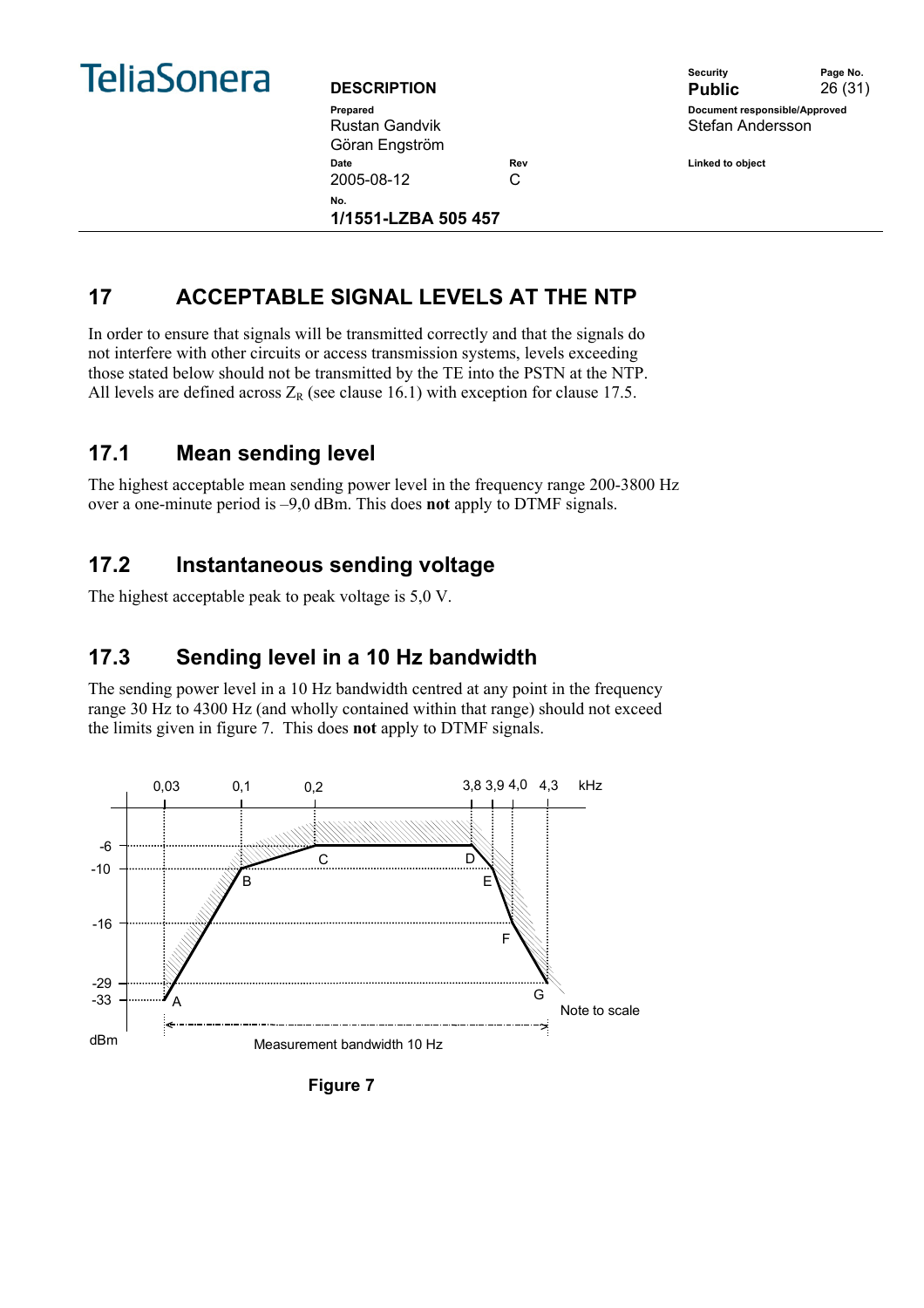## 17 ACCEPTABLE SIGNAL LEVELS AT THE NTP

In order to ensure that signals will be transmitted correctly and that the signals do not interfere with other circuits or access transmission systems, levels exceeding those stated below should not be transmitted by the TE into the PSTN at the NTP. All levels are defined across $Z_R$ (see clause 16.1) with exception for clause 17.5.

### 17.1 Mean sending level

The highest acceptable mean sending power level in the frequency range 200-3800 Hz over a one-minute period is –9,0 dBm. This does **not** apply to DTMF signals.

### 17.2 Instantaneous sending voltage

The highest acceptable peak to peak voltage is 5,0 V.

### 17.3 Sending level in a 10 Hz bandwidth

The sending power level in a 10 Hz bandwidth centred at any point in the frequency range 30 Hz to 4300 Hz (and wholly contained within that range) should not exceed the limits given in figure 7. This does **not** apply to DTMF signals.

0,03 0,1 0,2 3,8 3,9 4,0 4,3 kHz

-6 -10 -16 -29 -33 dBm

A B C D E F G

Note to scale

Measurement bandwidth 10 Hz

**Figure 7**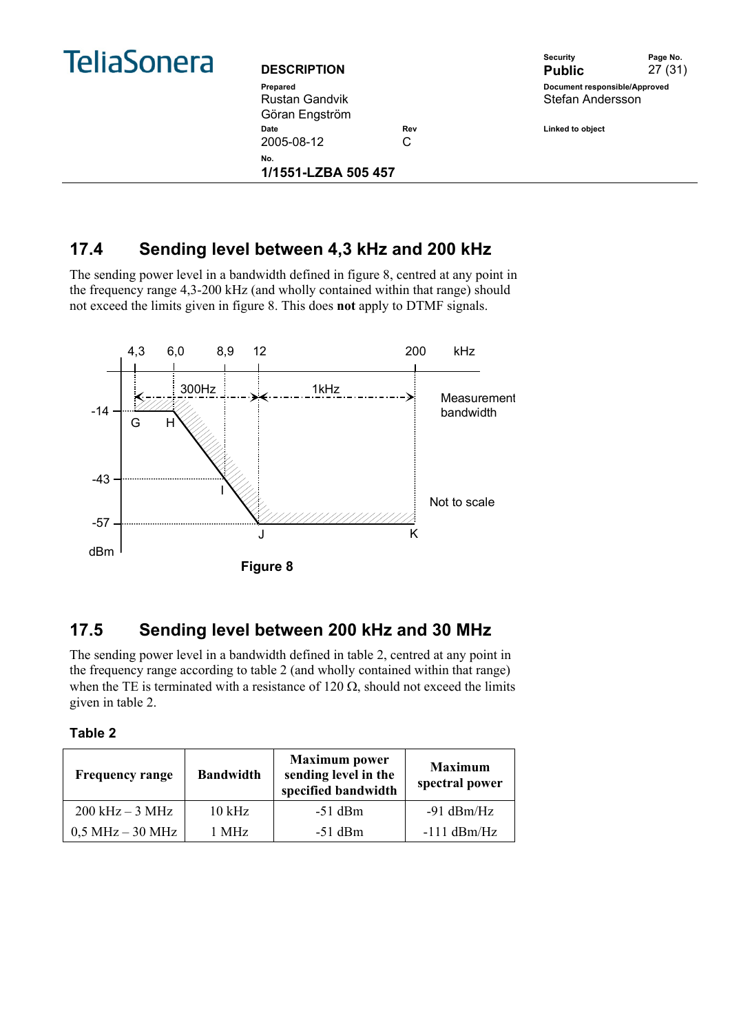## 17.4 Sending level between 4,3 kHz and 200 kHz

The sending power level in a bandwidth defined in figure 8, centred at any point in the frequency range 4,3-200 kHz (and wholly contained within that range) should not exceed the limits given in figure 8. This does **not** apply to DTMF signals.

Figure 8

## 17.5 Sending level between 200 kHz and 30 MHz

The sending power level in a bandwidth defined in table 2, centred at any point in the frequency range according to table 2 (and wholly contained within that range) when the TE is terminated with a resistance of 120 Ω, should not exceed the limits given in table 2.

**Table 2**

| Frequency range | Bandwidth | Maximum power sending level in the specified bandwidth | Maximum spectral power |
|---|---|---|---|
| 200 kHz – 3 MHz | 10 kHz | -51 dBm | -91 dBm/Hz |
| 0,5 MHz – 30 MHz | 1 MHz | -51 dBm | -111 dBm/Hz |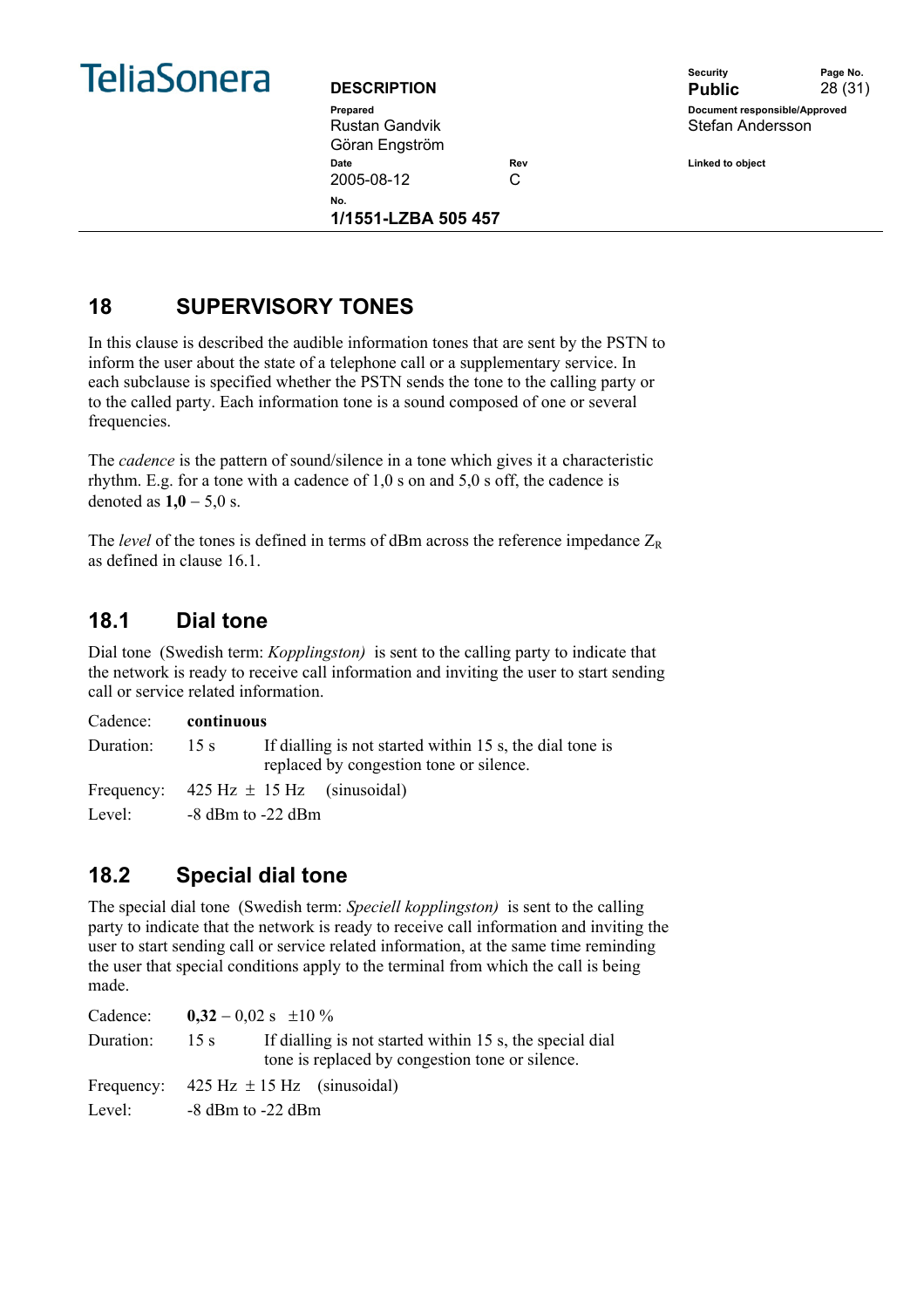## 18 SUPERVISORY TONES

In this clause is described the audible information tones that are sent by the PSTN to inform the user about the state of a telephone call or a supplementary service. In each subclause is specified whether the PSTN sends the tone to the calling party or to the called party. Each information tone is a sound composed of one or several frequencies.

The *cadence* is the pattern of sound/silence in a tone which gives it a characteristic rhythm. E.g. for a tone with a cadence of 1,0 s on and 5,0 s off, the cadence is denoted as **1,0** – 5,0 s.

The *level* of the tones is defined in terms of dBm across the reference impedance $Z_R$ as defined in clause 16.1.

### 18.1 Dial tone

Dial tone (Swedish term: *Kopplingston)* is sent to the calling party to indicate that the network is ready to receive call information and inviting the user to start sending call or service related information.

| | | |
|---|---|---|
| Cadence: | **continuous** | |
| Duration: | 15 s | If dialling is not started within 15 s, the dial tone is replaced by congestion tone or silence. |
| Frequency: | 425 Hz ± 15 Hz (sinusoidal) | |
| Level: | -8 dBm to -22 dBm | |

### 18.2 Special dial tone

The special dial tone (Swedish term: *Speciell kopplingston)* is sent to the calling party to indicate that the network is ready to receive call information and inviting the user to start sending call or service related information, at the same time reminding the user that special conditions apply to the terminal from which the call is being made.

| | | |
|---|---|---|
| Cadence: | **0,32** – 0,02 s ±10 % | |
| Duration: | 15 s | If dialling is not started within 15 s, the special dial tone is replaced by congestion tone or silence. |
| Frequency: | 425 Hz ± 15 Hz (sinusoidal) | |
| Level: | -8 dBm to -22 dBm | |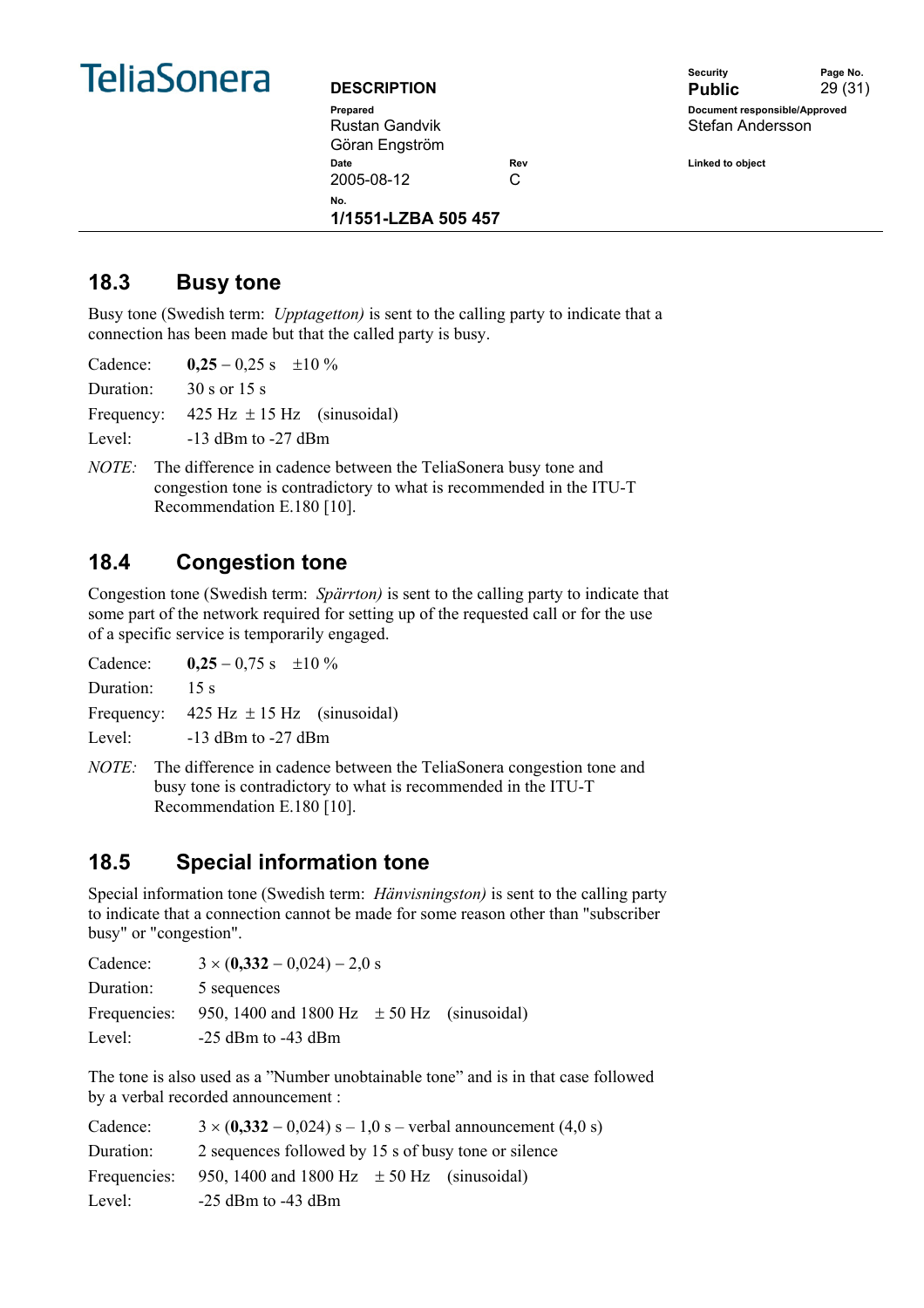## 18.3 Busy tone

Busy tone (Swedish term: *Upptagetton)* is sent to the calling party to indicate that a connection has been made but that the called party is busy.

Cadence: **0,25** – 0,25 s ±10 %

Duration: 30 s or 15 s

Frequency: 425 Hz ± 15 Hz (sinusoidal)

Level: -13 dBm to -27 dBm

*NOTE:* The difference in cadence between the TeliaSonera busy tone and congestion tone is contradictory to what is recommended in the ITU-T Recommendation E.180 [10].

## 18.4 Congestion tone

Congestion tone (Swedish term: *Spärrton)* is sent to the calling party to indicate that some part of the network required for setting up of the requested call or for the use of a specific service is temporarily engaged.

Cadence: **0,25** – 0,75 s ±10 %

Duration: 15 s

Frequency: 425 Hz ± 15 Hz (sinusoidal)

Level: -13 dBm to -27 dBm

*NOTE:* The difference in cadence between the TeliaSonera congestion tone and busy tone is contradictory to what is recommended in the ITU-T Recommendation E.180 [10].

## 18.5 Special information tone

Special information tone (Swedish term: *Hänvisningston)* is sent to the calling party to indicate that a connection cannot be made for some reason other than "subscriber busy" or "congestion".

Cadence: 3 × (**0,332** – 0,024) – 2,0 s

Duration: 5 sequences

Frequencies: 950, 1400 and 1800 Hz ± 50 Hz (sinusoidal)

Level: -25 dBm to -43 dBm

The tone is also used as a ”Number unobtainable tone” and is in that case followed by a verbal recorded announcement :

Cadence: 3 × (**0,332** – 0,024) s – 1,0 s – verbal announcement (4,0 s)

Duration: 2 sequences followed by 15 s of busy tone or silence

Frequencies: 950, 1400 and 1800 Hz ± 50 Hz (sinusoidal)

Level: -25 dBm to -43 dBm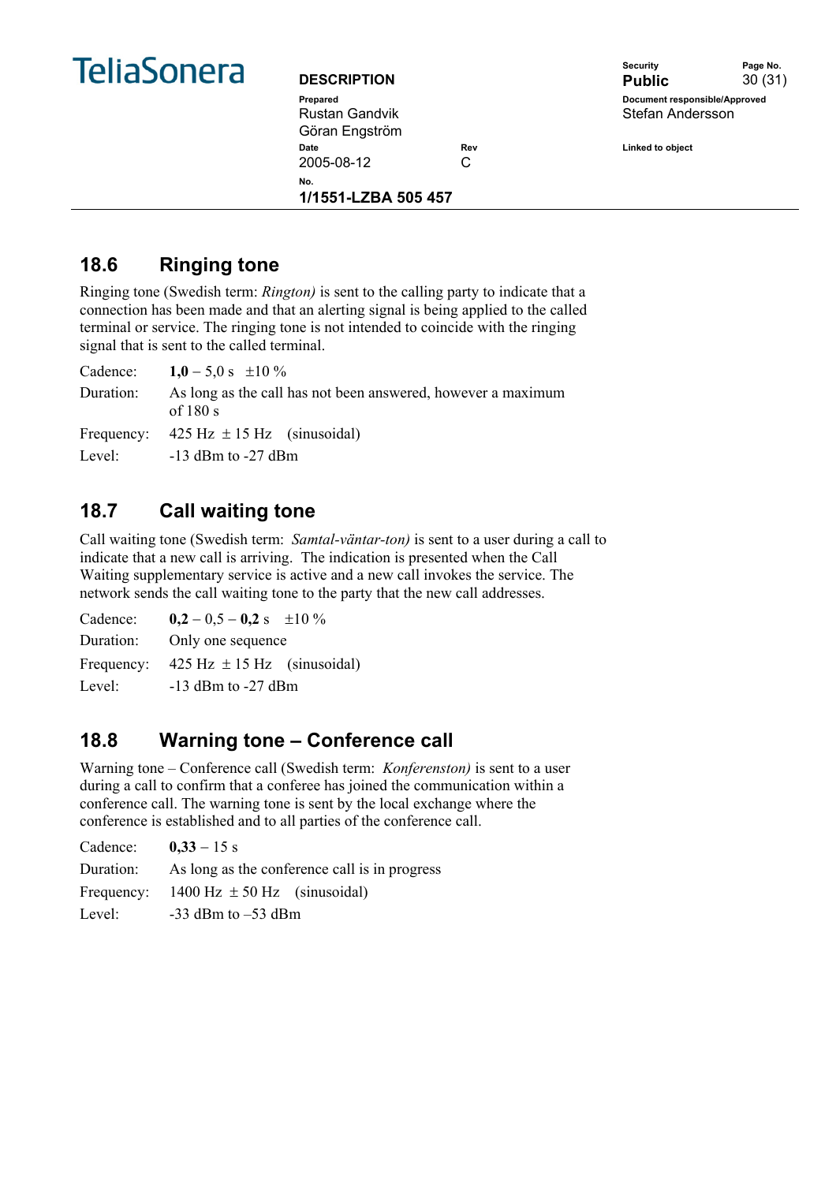## 18.6 Ringing tone

Ringing tone (Swedish term: *Rington)* is sent to the calling party to indicate that a connection has been made and that an alerting signal is being applied to the called terminal or service. The ringing tone is not intended to coincide with the ringing signal that is sent to the called terminal.

| | |
|---|---|
| Cadence: | **1,0** – 5,0 s ±10 % |
| Duration: | As long as the call has not been answered, however a maximum of 180 s |
| Frequency: | 425 Hz ± 15 Hz (sinusoidal) |
| Level: | -13 dBm to -27 dBm |

## 18.7 Call waiting tone

Call waiting tone (Swedish term: *Samtal-väntar-ton)* is sent to a user during a call to indicate that a new call is arriving. The indication is presented when the Call Waiting supplementary service is active and a new call invokes the service. The network sends the call waiting tone to the party that the new call addresses.

| | |
|---|---|
| Cadence: | **0,2** – 0,5 – **0,2** s ±10 % |
| Duration: | Only one sequence |
| Frequency: | 425 Hz ± 15 Hz (sinusoidal) |
| Level: | -13 dBm to -27 dBm |

## 18.8 Warning tone – Conference call

Warning tone – Conference call (Swedish term: *Konferenston)* is sent to a user during a call to confirm that a conferee has joined the communication within a conference call. The warning tone is sent by the local exchange where the conference is established and to all parties of the conference call.

| | |
|---|---|
| Cadence: | **0,33** – 15 s |
| Duration: | As long as the conference call is in progress |
| Frequency: | 1400 Hz ± 50 Hz (sinusoidal) |
| Level: | -33 dBm to –53 dBm |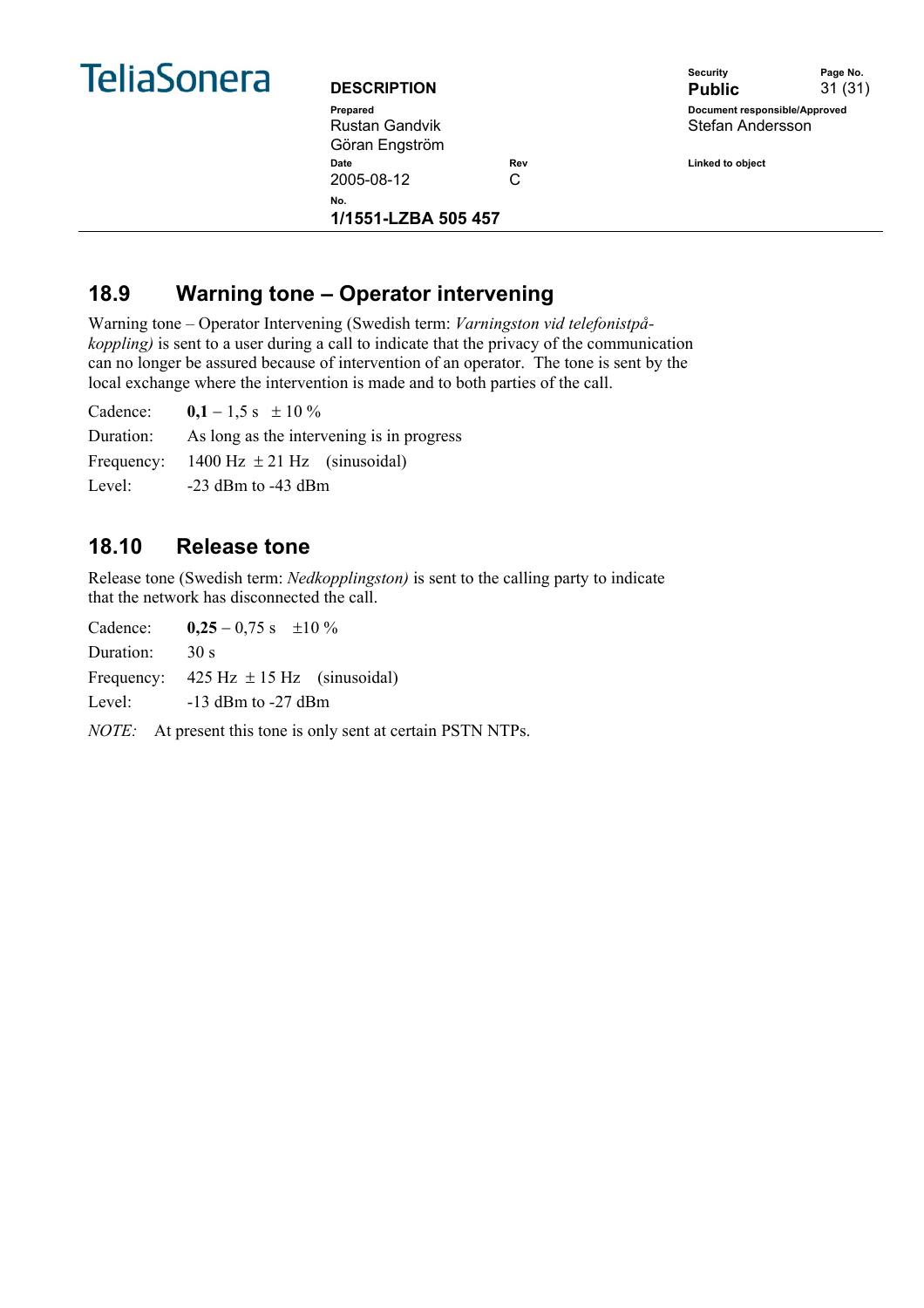## 18.9 Warning tone – Operator intervening

Warning tone – Operator Intervening (Swedish term: *Varningston vid telefonistpå-koppling)* is sent to a user during a call to indicate that the privacy of the communication can no longer be assured because of intervention of an operator. The tone is sent by the local exchange where the intervention is made and to both parties of the call.

| | |
|---|---|
| Cadence: | **0,1** – 1,5 s ± 10 % |
| Duration: | As long as the intervening is in progress |
| Frequency: | 1400 Hz ± 21 Hz (sinusoidal) |
| Level: | -23 dBm to -43 dBm |

## 18.10 Release tone

Release tone (Swedish term: *Nedkopplingston)* is sent to the calling party to indicate that the network has disconnected the call.

| | |
|---|---|
| Cadence: | **0,25** – 0,75 s ±10 % |
| Duration: | 30 s |
| Frequency: | 425 Hz ± 15 Hz (sinusoidal) |
| Level: | -13 dBm to -27 dBm |

*NOTE:* At present this tone is only sent at certain PSTN NTPs.